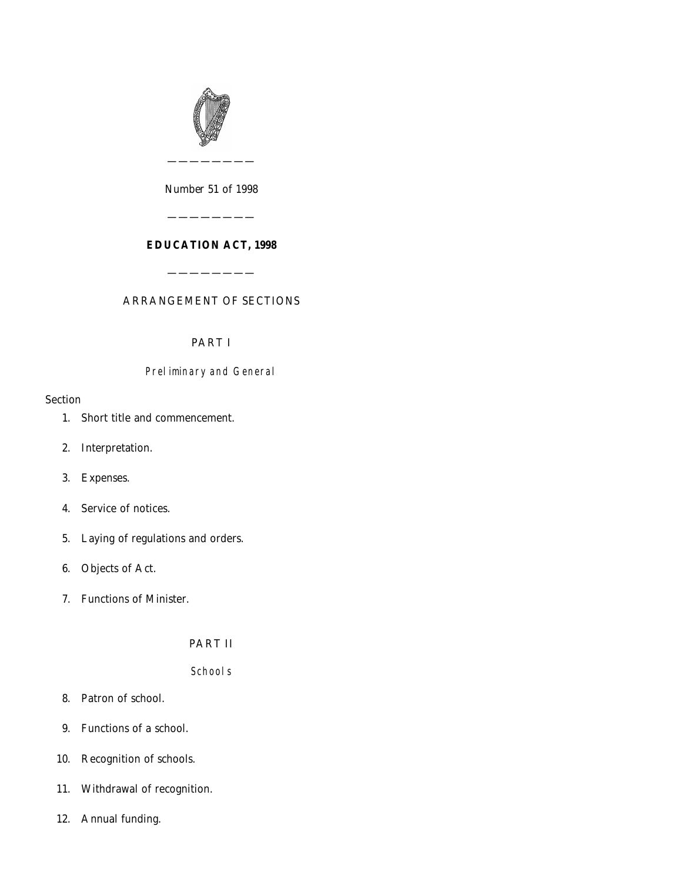Number 51 of 1998

# EDUCATION ACT, 1998

## ARRANGEMENT OF SECTIONS

### PART I

*Preliminary and General*

Section

1. Short title and commencement.
2. Interpretation.
3. Expenses.
4. Service of notices.
5. Laying of regulations and orders.
6. Objects of Act.
7. Functions of Minister.

### PART II

*Schools*

8. Patron of school.
9. Functions of a school.
10. Recognition of schools.
11. Withdrawal of recognition.
12. Annual funding.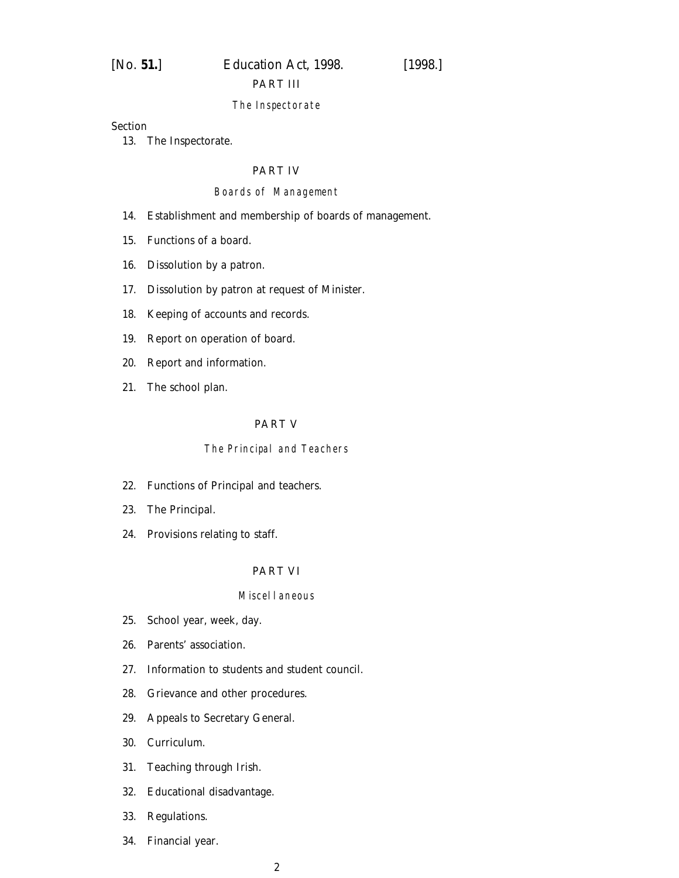PART III

*The Inspectorate*

Section

13. The Inspectorate.

PART IV

*Boards of Management*

14. Establishment and membership of boards of management.

15. Functions of a board.

16. Dissolution by a patron.

17. Dissolution by patron at request of Minister.

18. Keeping of accounts and records.

19. Report on operation of board.

20. Report and information.

21. The school plan.

PART V

*The Principal and Teachers*

22. Functions of Principal and teachers.

23. The Principal.

24. Provisions relating to staff.

PART VI

*Miscellaneous*

25. School year, week, day.

26. Parents' association.

27. Information to students and student council.

28. Grievance and other procedures.

29. Appeals to Secretary General.

30. Curriculum.

31. Teaching through Irish.

32. Educational disadvantage.

33. Regulations.

34. Financial year.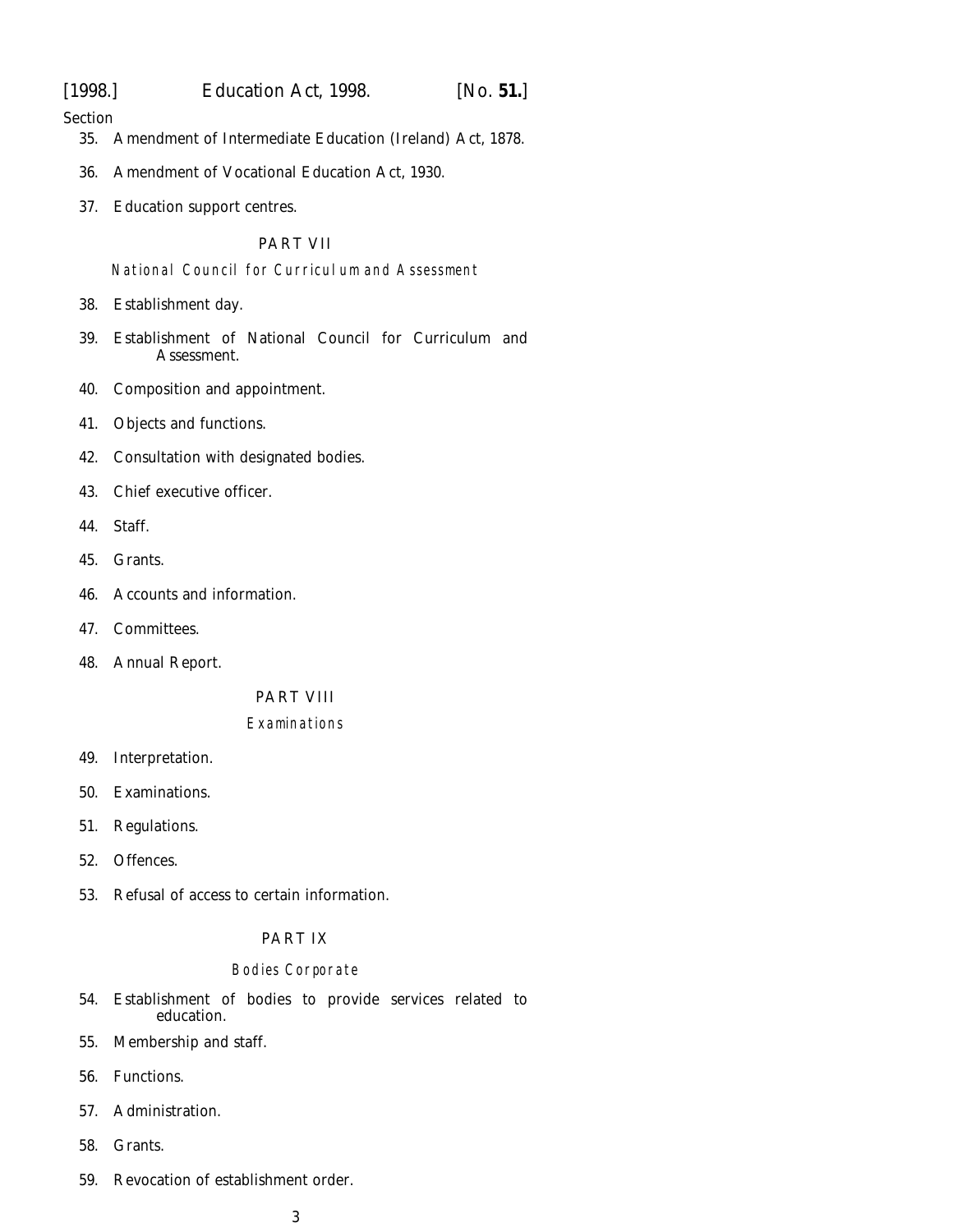Section

35. Amendment of Intermediate Education (Ireland) Act, 1878.

36. Amendment of Vocational Education Act, 1930.

37. Education support centres.

PART VII

*National Council for Curriculum and Assessment*

38. Establishment day.

39. Establishment of National Council for Curriculum and Assessment.

40. Composition and appointment.

41. Objects and functions.

42. Consultation with designated bodies.

43. Chief executive officer.

44. Staff.

45. Grants.

46. Accounts and information.

47. Committees.

48. Annual Report.

PART VIII

*Examinations*

49. Interpretation.

50. Examinations.

51. Regulations.

52. Offences.

53. Refusal of access to certain information.

PART IX

*Bodies Corporate*

54. Establishment of bodies to provide services related to education.

55. Membership and staff.

56. Functions.

57. Administration.

58. Grants.

59. Revocation of establishment order.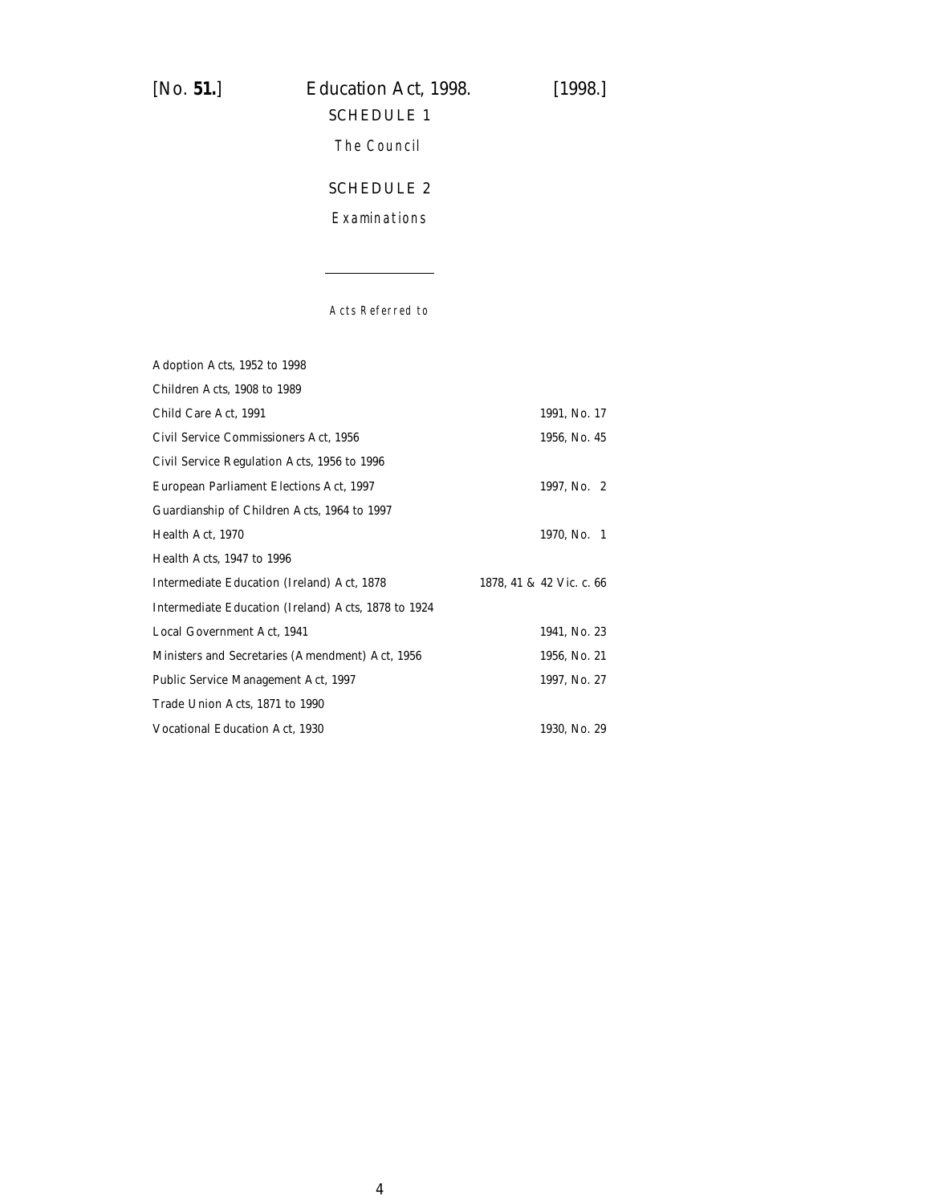SCHEDULE 1

*The Council*

SCHEDULE 2

*Examinations*

---

*Acts Referred to*

| | |
|---|---|
| Adoption Acts, 1952 to 1998 | |
| Children Acts, 1908 to 1989 | |
| Child Care Act, 1991 | 1991, No. 17 |
| Civil Service Commissioners Act, 1956 | 1956, No. 45 |
| Civil Service Regulation Acts, 1956 to 1996 | |
| European Parliament Elections Act, 1997 | 1997, No. 2 |
| Guardianship of Children Acts, 1964 to 1997 | |
| Health Act, 1970 | 1970, No. 1 |
| Health Acts, 1947 to 1996 | |
| Intermediate Education (Ireland) Act, 1878 | 1878, 41 & 42 Vic. c. 66 |
| Intermediate Education (Ireland) Acts, 1878 to 1924 | |
| Local Government Act, 1941 | 1941, No. 23 |
| Ministers and Secretaries (Amendment) Act, 1956 | 1956, No. 21 |
| Public Service Management Act, 1997 | 1997, No. 27 |
| Trade Union Acts, 1871 to 1990 | |
| Vocational Education Act, 1930 | 1930, No. 29 |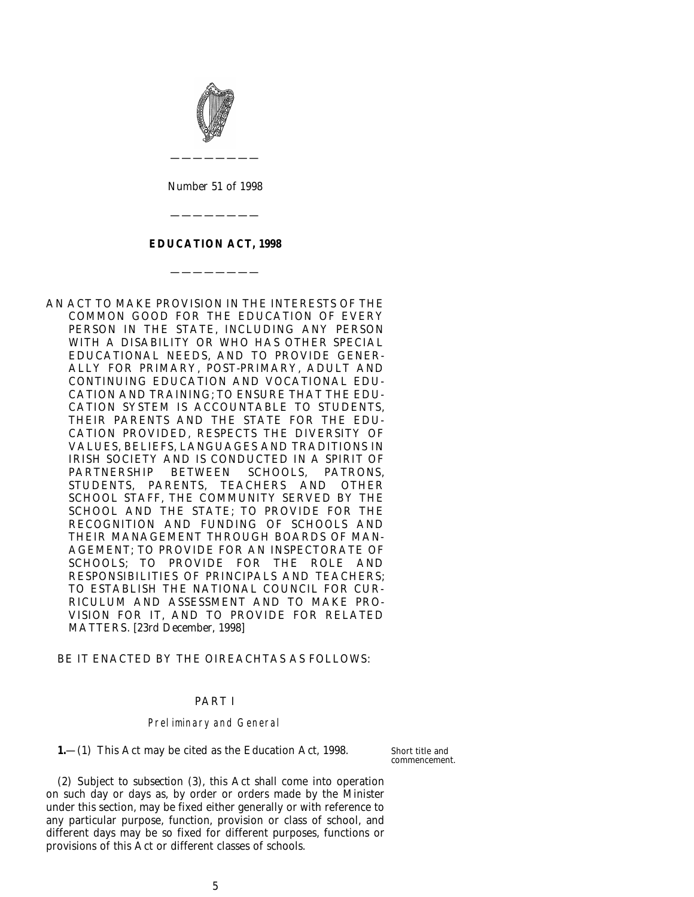Number 51 of 1998

# EDUCATION ACT, 1998

AN ACT TO MAKE PROVISION IN THE INTERESTS OF THE COMMON GOOD FOR THE EDUCATION OF EVERY PERSON IN THE STATE, INCLUDING ANY PERSON WITH A DISABILITY OR WHO HAS OTHER SPECIAL EDUCATIONAL NEEDS, AND TO PROVIDE GENERALLY FOR PRIMARY, POST-PRIMARY, ADULT AND CONTINUING EDUCATION AND VOCATIONAL EDUCATION AND TRAINING; TO ENSURE THAT THE EDUCATION SYSTEM IS ACCOUNTABLE TO STUDENTS, THEIR PARENTS AND THE STATE FOR THE EDUCATION PROVIDED, RESPECTS THE DIVERSITY OF VALUES, BELIEFS, LANGUAGES AND TRADITIONS IN IRISH SOCIETY AND IS CONDUCTED IN A SPIRIT OF PARTNERSHIP BETWEEN SCHOOLS, PATRONS, STUDENTS, PARENTS, TEACHERS AND OTHER SCHOOL STAFF, THE COMMUNITY SERVED BY THE SCHOOL AND THE STATE; TO PROVIDE FOR THE RECOGNITION AND FUNDING OF SCHOOLS AND THEIR MANAGEMENT THROUGH BOARDS OF MANAGEMENT; TO PROVIDE FOR AN INSPECTORATE OF SCHOOLS; TO PROVIDE FOR THE ROLE AND RESPONSIBILITIES OF PRINCIPALS AND TEACHERS; TO ESTABLISH THE NATIONAL COUNCIL FOR CURRICULUM AND ASSESSMENT AND TO MAKE PROVISION FOR IT, AND TO PROVIDE FOR RELATED MATTERS. [23rd December, 1998]

BE IT ENACTED BY THE OIREACHTAS AS FOLLOWS:

## PART I

### *Preliminary and General*

*Short title and commencement.*

**1.**—(1) This Act may be cited as the Education Act, 1998.

(2) Subject to *subsection (3)*, this Act shall come into operation on such day or days as, by order or orders made by the Minister under this section, may be fixed either generally or with reference to any particular purpose, function, provision or class of school, and different days may be so fixed for different purposes, functions or provisions of this Act or different classes of schools.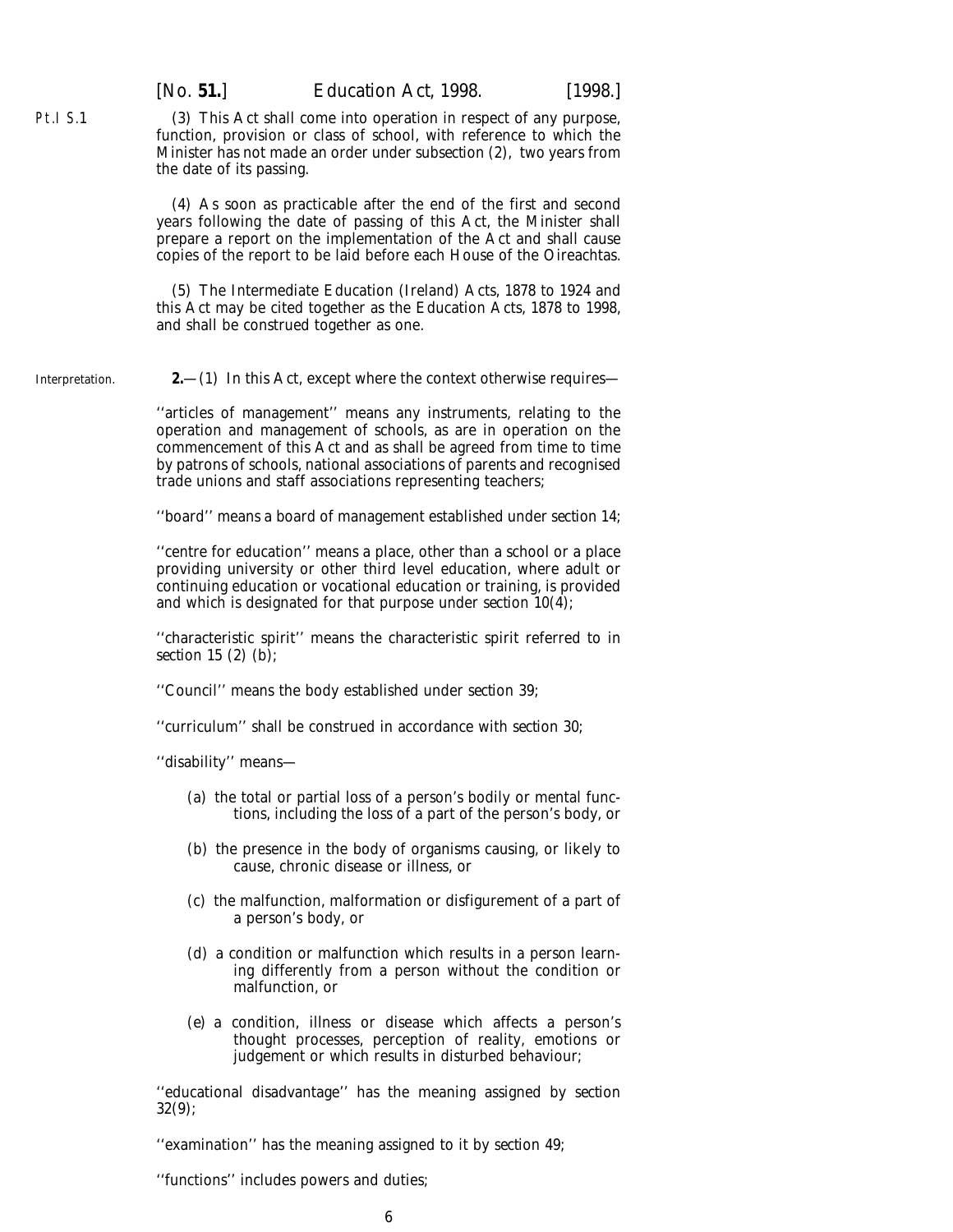(3) This Act shall come into operation in respect of any purpose, function, provision or class of school, with reference to which the Minister has not made an order under *subsection (2)*, two years from the date of its passing.

(4) As soon as practicable after the end of the first and second years following the date of passing of this Act, the Minister shall prepare a report on the implementation of the Act and shall cause copies of the report to be laid before each House of the Oireachtas.

(5) The Intermediate Education (Ireland) Acts, 1878 to 1924 and this Act may be cited together as the Education Acts, 1878 to 1998, and shall be construed together as one.

Interpretation.

**2.**—(1) In this Act, except where the context otherwise requires—

''articles of management'' means any instruments, relating to the operation and management of schools, as are in operation on the commencement of this Act and as shall be agreed from time to time by patrons of schools, national associations of parents and recognised trade unions and staff associations representing teachers;

''board'' means a board of management established under *section 14*;

''centre for education'' means a place, other than a school or a place providing university or other third level education, where adult or continuing education or vocational education or training, is provided and which is designated for that purpose under *section 10(4)*;

''characteristic spirit'' means the characteristic spirit referred to in *section 15 (2) (b)*;

''Council'' means the body established under *section 39*;

''curriculum'' shall be construed in accordance with *section 30*;

''disability'' means—

(*a*) the total or partial loss of a person's bodily or mental functions, including the loss of a part of the person's body, or

(*b*) the presence in the body of organisms causing, or likely to cause, chronic disease or illness, or

(*c*) the malfunction, malformation or disfigurement of a part of a person's body, or

(*d*) a condition or malfunction which results in a person learning differently from a person without the condition or malfunction, or

(*e*) a condition, illness or disease which affects a person's thought processes, perception of reality, emotions or judgement or which results in disturbed behaviour;

''educational disadvantage'' has the meaning assigned by *section 32(9)*;

''examination'' has the meaning assigned to it by *section 49*;

''functions'' includes powers and duties;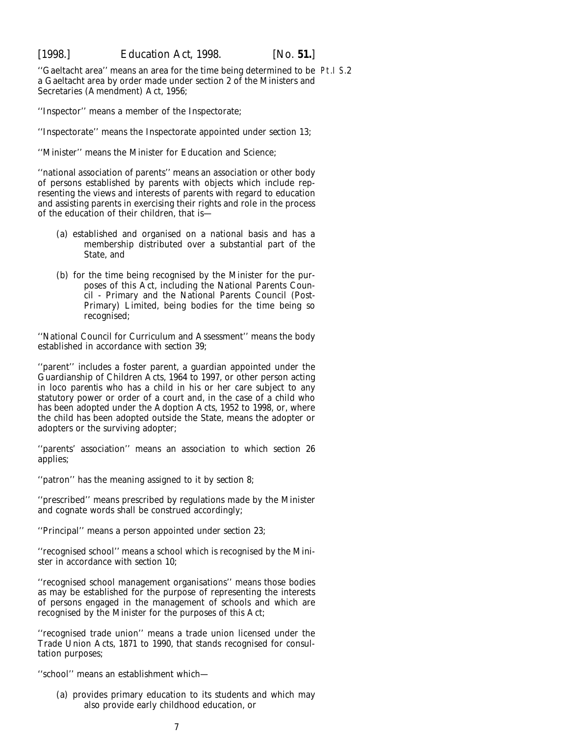''Gaeltacht area'' means an area for the time being determined to be a Gaeltacht area by order made under section 2 of the Ministers and Secretaries (Amendment) Act, 1956;

''Inspector'' means a member of the Inspectorate;

''Inspectorate'' means the Inspectorate appointed under *section 13*;

''Minister'' means the Minister for Education and Science;

''national association of parents'' means an association or other body of persons established by parents with objects which include representing the views and interests of parents with regard to education and assisting parents in exercising their rights and role in the process of the education of their children, that is—

(*a*) established and organised on a national basis and has a membership distributed over a substantial part of the State, and

(*b*) for the time being recognised by the Minister for the purposes of this Act, including the National Parents Council - Primary and the National Parents Council (Post-Primary) Limited, being bodies for the time being so recognised;

''National Council for Curriculum and Assessment'' means the body established in accordance with *section 39*;

''parent'' includes a foster parent, a guardian appointed under the Guardianship of Children Acts, 1964 to 1997, or other person acting in loco parentis who has a child in his or her care subject to any statutory power or order of a court and, in the case of a child who has been adopted under the Adoption Acts, 1952 to 1998, or, where the child has been adopted outside the State, means the adopter or adopters or the surviving adopter;

''parents' association'' means an association to which *section 26* applies;

''patron'' has the meaning assigned to it by *section 8*;

''prescribed'' means prescribed by regulations made by the Minister and cognate words shall be construed accordingly;

''Principal'' means a person appointed under *section 23*;

''recognised school'' means a school which is recognised by the Minister in accordance with *section 10*;

''recognised school management organisations'' means those bodies as may be established for the purpose of representing the interests of persons engaged in the management of schools and which are recognised by the Minister for the purposes of this Act;

''recognised trade union'' means a trade union licensed under the Trade Union Acts, 1871 to 1990, that stands recognised for consultation purposes;

''school'' means an establishment which—

(*a*) provides primary education to its students and which may also provide early childhood education, or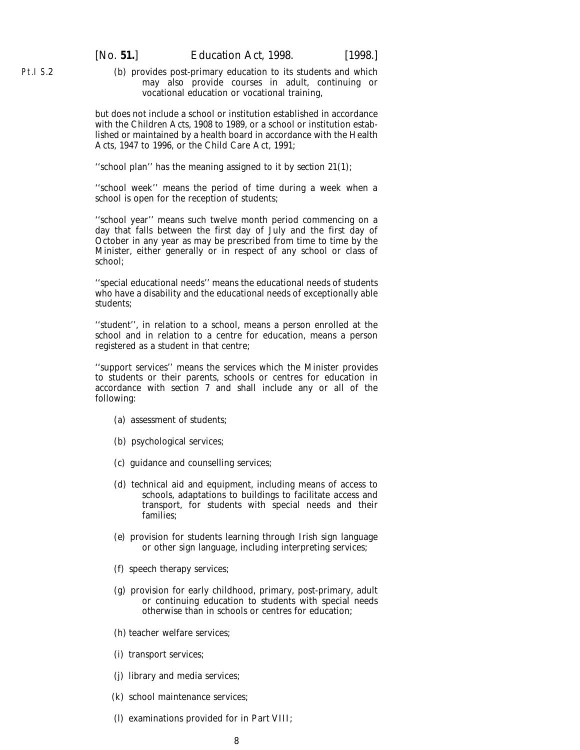(b) provides post-primary education to its students and which may also provide courses in adult, continuing or vocational education or vocational training,

but does not include a school or institution established in accordance with the Children Acts, 1908 to 1989, or a school or institution established or maintained by a health board in accordance with the Health Acts, 1947 to 1996, or the Child Care Act, 1991;

''school plan'' has the meaning assigned to it by *section 21(1)*;

''school week'' means the period of time during a week when a school is open for the reception of students;

''school year'' means such twelve month period commencing on a day that falls between the first day of July and the first day of October in any year as may be prescribed from time to time by the Minister, either generally or in respect of any school or class of school;

''special educational needs'' means the educational needs of students who have a disability and the educational needs of exceptionally able students;

''student'', in relation to a school, means a person enrolled at the school and in relation to a centre for education, means a person registered as a student in that centre;

''support services'' means the services which the Minister provides to students or their parents, schools or centres for education in accordance with *section 7* and shall include any or all of the following:

(a) assessment of students;

(b) psychological services;

(c) guidance and counselling services;

(d) technical aid and equipment, including means of access to schools, adaptations to buildings to facilitate access and transport, for students with special needs and their families;

(e) provision for students learning through Irish sign language or other sign language, including interpreting services;

(f) speech therapy services;

(g) provision for early childhood, primary, post-primary, adult or continuing education to students with special needs otherwise than in schools or centres for education;

(h) teacher welfare services;

(i) transport services;

(j) library and media services;

(k) school maintenance services;

(l) examinations provided for in *Part VIII*;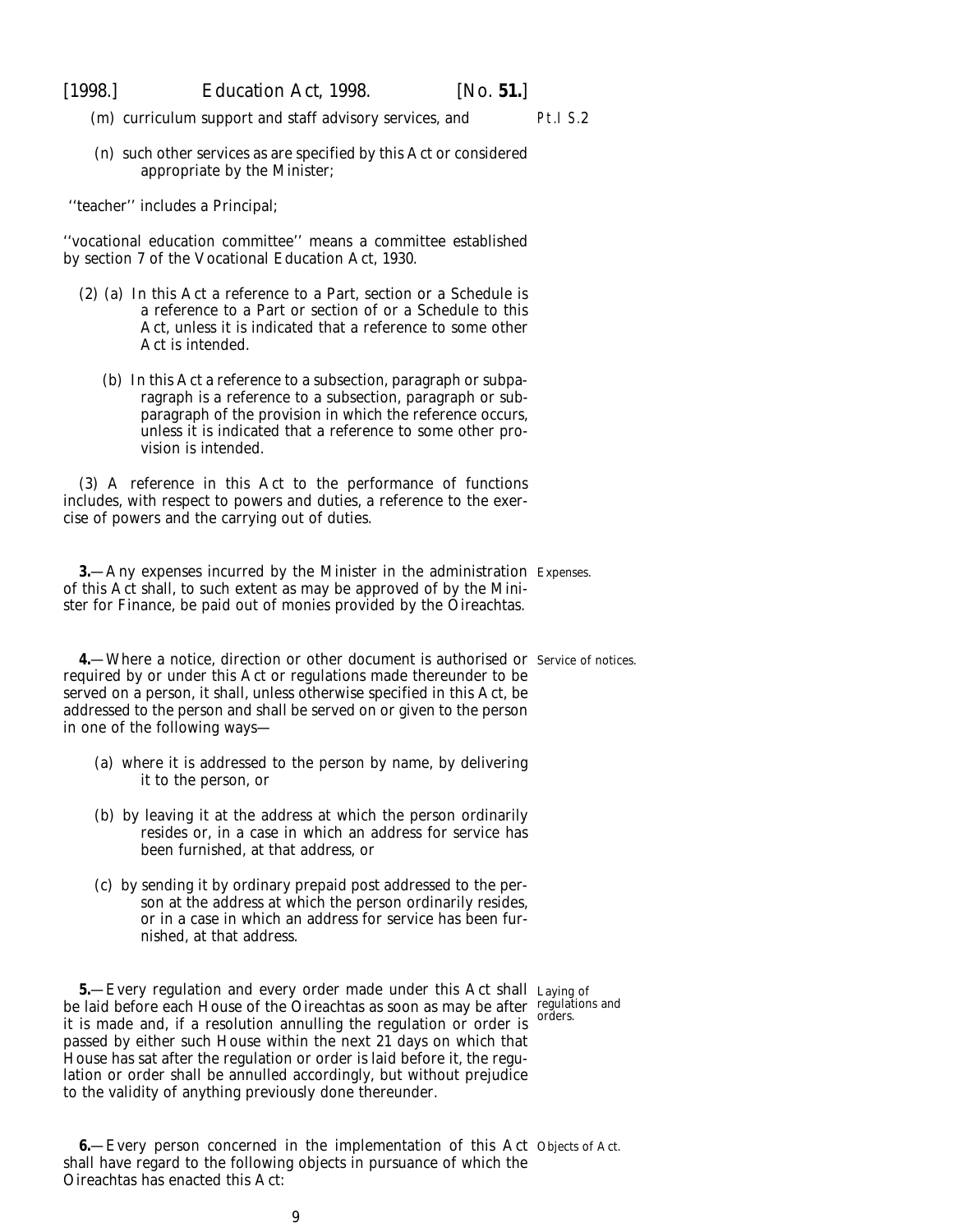(m) curriculum support and staff advisory services, and

(n) such other services as are specified by this Act or considered appropriate by the Minister;

''teacher'' includes a Principal;

''vocational education committee'' means a committee established by section 7 of the Vocational Education Act, 1930.

(2) (a) In this Act a reference to a Part, section or a Schedule is a reference to a Part or section of or a Schedule to this Act, unless it is indicated that a reference to some other Act is intended.

(b) In this Act a reference to a subsection, paragraph or subparagraph is a reference to a subsection, paragraph or subparagraph of the provision in which the reference occurs, unless it is indicated that a reference to some other provision is intended.

(3) A reference in this Act to the performance of functions includes, with respect to powers and duties, a reference to the exercise of powers and the carrying out of duties.

Expenses.

**3.**—Any expenses incurred by the Minister in the administration of this Act shall, to such extent as may be approved of by the Minister for Finance, be paid out of monies provided by the Oireachtas.

Service of notices.

**4.**—Where a notice, direction or other document is authorised or required by or under this Act or regulations made thereunder to be served on a person, it shall, unless otherwise specified in this Act, be addressed to the person and shall be served on or given to the person in one of the following ways—

(a) where it is addressed to the person by name, by delivering it to the person, or

(b) by leaving it at the address at which the person ordinarily resides or, in a case in which an address for service has been furnished, at that address, or

(c) by sending it by ordinary prepaid post addressed to the person at the address at which the person ordinarily resides, or in a case in which an address for service has been furnished, at that address.

Laying of regulations and orders.

**5.**—Every regulation and every order made under this Act shall be laid before each House of the Oireachtas as soon as may be after it is made and, if a resolution annulling the regulation or order is passed by either such House within the next 21 days on which that House has sat after the regulation or order is laid before it, the regulation or order shall be annulled accordingly, but without prejudice to the validity of anything previously done thereunder.

Objects of Act.

**6.**—Every person concerned in the implementation of this Act shall have regard to the following objects in pursuance of which the Oireachtas has enacted this Act: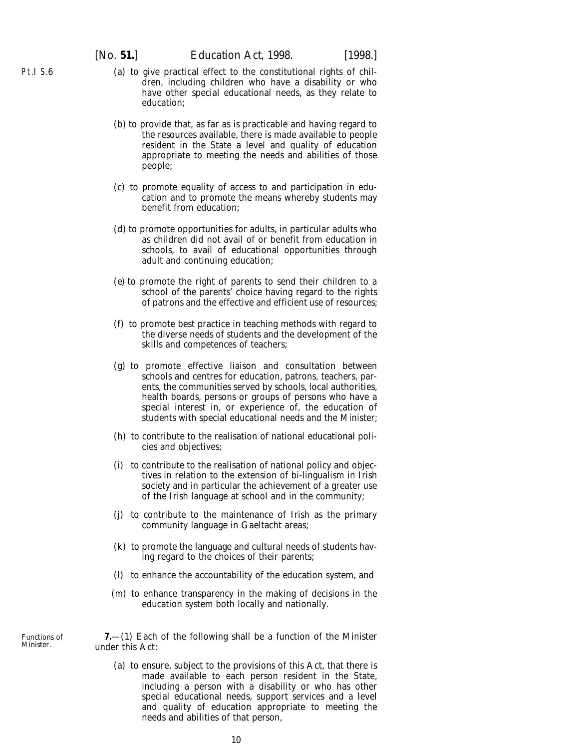(a) to give practical effect to the constitutional rights of children, including children who have a disability or who have other special educational needs, as they relate to education;

(b) to provide that, as far as is practicable and having regard to the resources available, there is made available to people resident in the State a level and quality of education appropriate to meeting the needs and abilities of those people;

(c) to promote equality of access to and participation in education and to promote the means whereby students may benefit from education;

(d) to promote opportunities for adults, in particular adults who as children did not avail of or benefit from education in schools, to avail of educational opportunities through adult and continuing education;

(e) to promote the right of parents to send their children to a school of the parents' choice having regard to the rights of patrons and the effective and efficient use of resources;

(f) to promote best practice in teaching methods with regard to the diverse needs of students and the development of the skills and competences of teachers;

(g) to promote effective liaison and consultation between schools and centres for education, patrons, teachers, parents, the communities served by schools, local authorities, health boards, persons or groups of persons who have a special interest in, or experience of, the education of students with special educational needs and the Minister;

(h) to contribute to the realisation of national educational policies and objectives;

(i) to contribute to the realisation of national policy and objectives in relation to the extension of bi-lingualism in Irish society and in particular the achievement of a greater use of the Irish language at school and in the community;

(j) to contribute to the maintenance of Irish as the primary community language in Gaeltacht areas;

(k) to promote the language and cultural needs of students having regard to the choices of their parents;

(l) to enhance the accountability of the education system, and

(m) to enhance transparency in the making of decisions in the education system both locally and nationally.

Functions of Minister.

**7.**—(1) Each of the following shall be a function of the Minister under this Act:

(a) to ensure, subject to the provisions of this Act, that there is made available to each person resident in the State, including a person with a disability or who has other special educational needs, support services and a level and quality of education appropriate to meeting the needs and abilities of that person,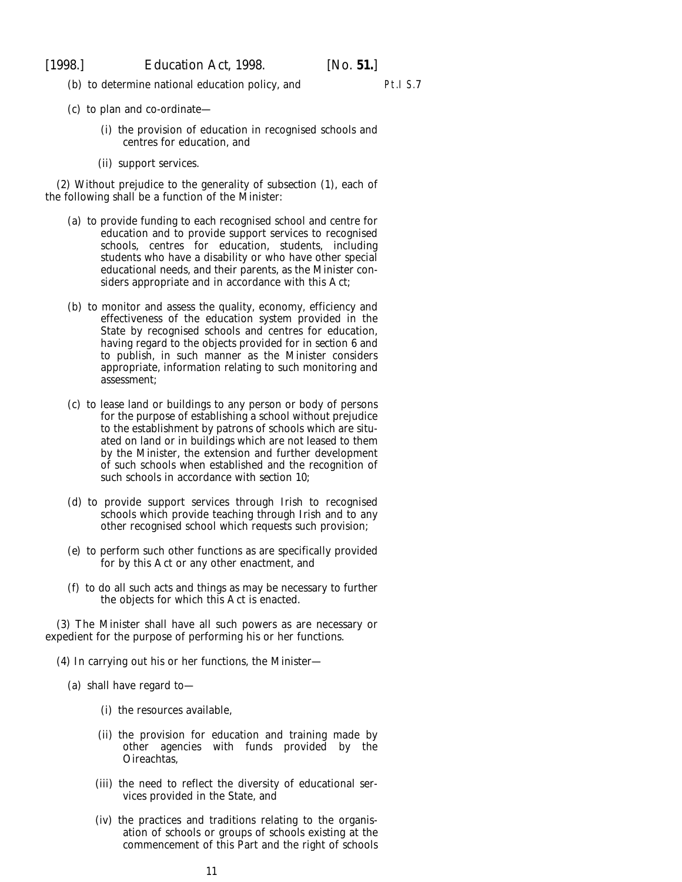(*b*) to determine national education policy, and

(*c*) to plan and co-ordinate—

(i) the provision of education in recognised schools and centres for education, and

(ii) support services.

(2) Without prejudice to the generality of *subsection (1)*, each of the following shall be a function of the Minister:

(*a*) to provide funding to each recognised school and centre for education and to provide support services to recognised schools, centres for education, students, including students who have a disability or who have other special educational needs, and their parents, as the Minister considers appropriate and in accordance with this Act;

(*b*) to monitor and assess the quality, economy, efficiency and effectiveness of the education system provided in the State by recognised schools and centres for education, having regard to the objects provided for in *section 6* and to publish, in such manner as the Minister considers appropriate, information relating to such monitoring and assessment;

(*c*) to lease land or buildings to any person or body of persons for the purpose of establishing a school without prejudice to the establishment by patrons of schools which are situated on land or in buildings which are not leased to them by the Minister, the extension and further development of such schools when established and the recognition of such schools in accordance with *section 10*;

(*d*) to provide support services through Irish to recognised schools which provide teaching through Irish and to any other recognised school which requests such provision;

(*e*) to perform such other functions as are specifically provided for by this Act or any other enactment, and

(*f*) to do all such acts and things as may be necessary to further the objects for which this Act is enacted.

(3) The Minister shall have all such powers as are necessary or expedient for the purpose of performing his or her functions.

(4) In carrying out his or her functions, the Minister—

(*a*) shall have regard to—

(i) the resources available,

(ii) the provision for education and training made by other agencies with funds provided by the Oireachtas,

(iii) the need to reflect the diversity of educational services provided in the State, and

(iv) the practices and traditions relating to the organisation of schools or groups of schools existing at the commencement of this Part and the right of schools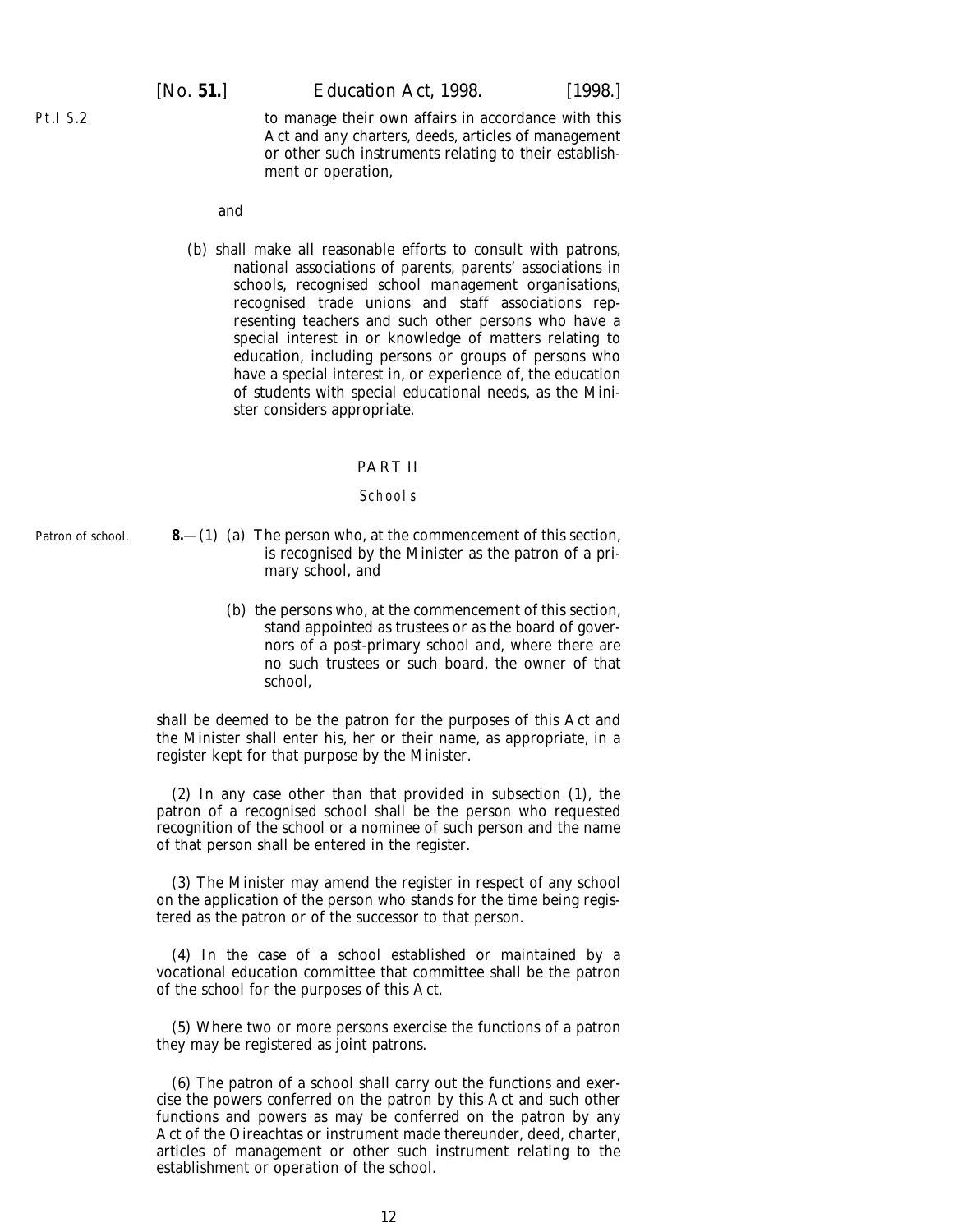to manage their own affairs in accordance with this Act and any charters, deeds, articles of management or other such instruments relating to their establishment or operation,

and

(b) shall make all reasonable efforts to consult with patrons, national associations of parents, parents' associations in schools, recognised school management organisations, recognised trade unions and staff associations representing teachers and such other persons who have a special interest in or knowledge of matters relating to education, including persons or groups of persons who have a special interest in, or experience of, the education of students with special educational needs, as the Minister considers appropriate.

## PART II

### Schools

Patron of school.

**8.**—(1) (a) The person who, at the commencement of this section, is recognised by the Minister as the patron of a primary school, and

(b) the persons who, at the commencement of this section, stand appointed as trustees or as the board of governors of a post-primary school and, where there are no such trustees or such board, the owner of that school,

shall be deemed to be the patron for the purposes of this Act and the Minister shall enter his, her or their name, as appropriate, in a register kept for that purpose by the Minister.

(2) In any case other than that provided in *subsection (1)*, the patron of a recognised school shall be the person who requested recognition of the school or a nominee of such person and the name of that person shall be entered in the register.

(3) The Minister may amend the register in respect of any school on the application of the person who stands for the time being registered as the patron or of the successor to that person.

(4) In the case of a school established or maintained by a vocational education committee that committee shall be the patron of the school for the purposes of this Act.

(5) Where two or more persons exercise the functions of a patron they may be registered as joint patrons.

(6) The patron of a school shall carry out the functions and exercise the powers conferred on the patron by this Act and such other functions and powers as may be conferred on the patron by any Act of the Oireachtas or instrument made thereunder, deed, charter, articles of management or other such instrument relating to the establishment or operation of the school.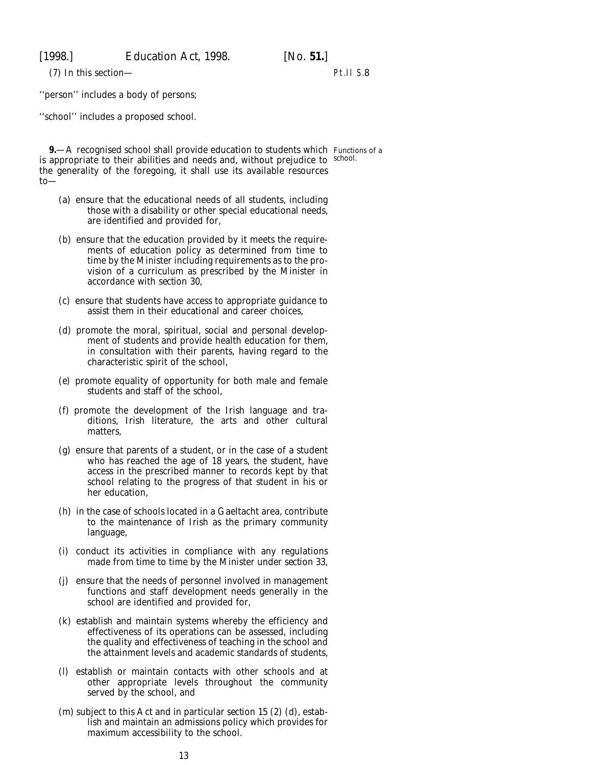(7) In this section—

''person'' includes a body of persons;

''school'' includes a proposed school.

**9.**—A recognised school shall provide education to students which is appropriate to their abilities and needs and, without prejudice to the generality of the foregoing, it shall use its available resources to—

Functions of a school.

(a) ensure that the educational needs of all students, including those with a disability or other special educational needs, are identified and provided for,

(b) ensure that the education provided by it meets the requirements of education policy as determined from time to time by the Minister including requirements as to the provision of a curriculum as prescribed by the Minister in accordance with *section 30*,

(c) ensure that students have access to appropriate guidance to assist them in their educational and career choices,

(d) promote the moral, spiritual, social and personal development of students and provide health education for them, in consultation with their parents, having regard to the characteristic spirit of the school,

(e) promote equality of opportunity for both male and female students and staff of the school,

(f) promote the development of the Irish language and traditions, Irish literature, the arts and other cultural matters,

(g) ensure that parents of a student, or in the case of a student who has reached the age of 18 years, the student, have access in the prescribed manner to records kept by that school relating to the progress of that student in his or her education,

(h) in the case of schools located in a Gaeltacht area, contribute to the maintenance of Irish as the primary community language,

(i) conduct its activities in compliance with any regulations made from time to time by the Minister under *section 33*,

(j) ensure that the needs of personnel involved in management functions and staff development needs generally in the school are identified and provided for,

(k) establish and maintain systems whereby the efficiency and effectiveness of its operations can be assessed, including the quality and effectiveness of teaching in the school and the attainment levels and academic standards of students,

(l) establish or maintain contacts with other schools and at other appropriate levels throughout the community served by the school, and

(m) subject to this Act and in particular *section 15 (2) (d)*, establish and maintain an admissions policy which provides for maximum accessibility to the school.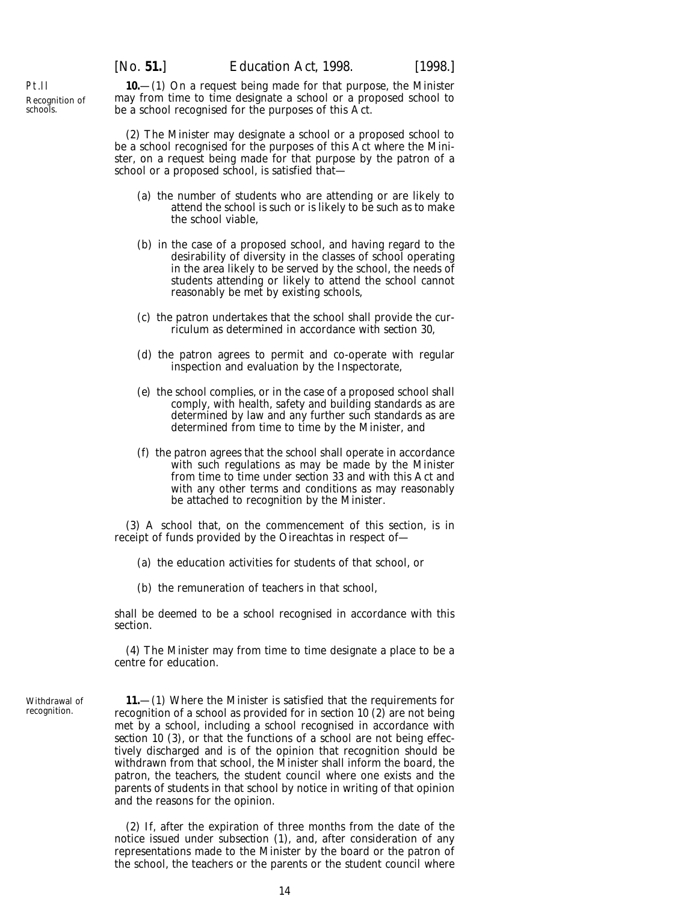Pt.II

Recognition of schools.

**10.**—(1) On a request being made for that purpose, the Minister may from time to time designate a school or a proposed school to be a school recognised for the purposes of this Act.

(2) The Minister may designate a school or a proposed school to be a school recognised for the purposes of this Act where the Minister, on a request being made for that purpose by the patron of a school or a proposed school, is satisfied that—

(*a*) the number of students who are attending or are likely to attend the school is such or is likely to be such as to make the school viable,

(*b*) in the case of a proposed school, and having regard to the desirability of diversity in the classes of school operating in the area likely to be served by the school, the needs of students attending or likely to attend the school cannot reasonably be met by existing schools,

(*c*) the patron undertakes that the school shall provide the curriculum as determined in accordance with *section 30*,

(*d*) the patron agrees to permit and co-operate with regular inspection and evaluation by the Inspectorate,

(*e*) the school complies, or in the case of a proposed school shall comply, with health, safety and building standards as are determined by law and any further such standards as are determined from time to time by the Minister, and

(*f*) the patron agrees that the school shall operate in accordance with such regulations as may be made by the Minister from time to time under *section 33* and with this Act and with any other terms and conditions as may reasonably be attached to recognition by the Minister.

(3) A school that, on the commencement of this section, is in receipt of funds provided by the Oireachtas in respect of—

(*a*) the education activities for students of that school, or

(*b*) the remuneration of teachers in that school,

shall be deemed to be a school recognised in accordance with this section.

(4) The Minister may from time to time designate a place to be a centre for education.

Withdrawal of recognition.

**11.**—(1) Where the Minister is satisfied that the requirements for recognition of a school as provided for in *section 10 (2)* are not being met by a school, including a school recognised in accordance with *section 10 (3)*, or that the functions of a school are not being effectively discharged and is of the opinion that recognition should be withdrawn from that school, the Minister shall inform the board, the patron, the teachers, the student council where one exists and the parents of students in that school by notice in writing of that opinion and the reasons for the opinion.

(2) If, after the expiration of three months from the date of the notice issued under *subsection (1)*, and, after consideration of any representations made to the Minister by the board or the patron of the school, the teachers or the parents or the student council where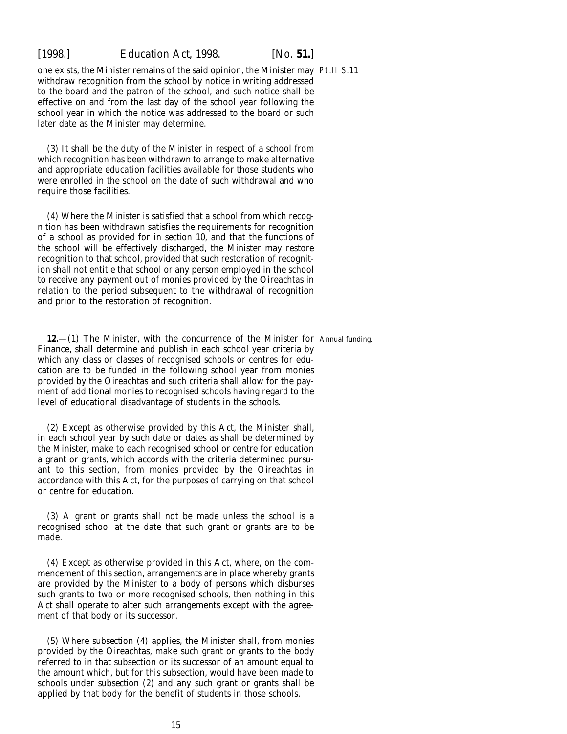one exists, the Minister remains of the said opinion, the Minister may withdraw recognition from the school by notice in writing addressed to the board and the patron of the school, and such notice shall be effective on and from the last day of the school year following the school year in which the notice was addressed to the board or such later date as the Minister may determine.

(3) It shall be the duty of the Minister in respect of a school from which recognition has been withdrawn to arrange to make alternative and appropriate education facilities available for those students who were enrolled in the school on the date of such withdrawal and who require those facilities.

(4) Where the Minister is satisfied that a school from which recognition has been withdrawn satisfies the requirements for recognition of a school as provided for in *section 10*, and that the functions of the school will be effectively discharged, the Minister may restore recognition to that school, provided that such restoration of recognition shall not entitle that school or any person employed in the school to receive any payment out of monies provided by the Oireachtas in relation to the period subsequent to the withdrawal of recognition and prior to the restoration of recognition.

Annual funding.

**12.**—(1) The Minister, with the concurrence of the Minister for Finance, shall determine and publish in each school year criteria by which any class or classes of recognised schools or centres for education are to be funded in the following school year from monies provided by the Oireachtas and such criteria shall allow for the payment of additional monies to recognised schools having regard to the level of educational disadvantage of students in the schools.

(2) Except as otherwise provided by this Act, the Minister shall, in each school year by such date or dates as shall be determined by the Minister, make to each recognised school or centre for education a grant or grants, which accords with the criteria determined pursuant to this section, from monies provided by the Oireachtas in accordance with this Act, for the purposes of carrying on that school or centre for education.

(3) A grant or grants shall not be made unless the school is a recognised school at the date that such grant or grants are to be made.

(4) Except as otherwise provided in this Act, where, on the commencement of this section, arrangements are in place whereby grants are provided by the Minister to a body of persons which disburses such grants to two or more recognised schools, then nothing in this Act shall operate to alter such arrangements except with the agreement of that body or its successor.

(5) Where *subsection (4)* applies, the Minister shall, from monies provided by the Oireachtas, make such grant or grants to the body referred to in that subsection or its successor of an amount equal to the amount which, but for this subsection, would have been made to schools under *subsection (2)* and any such grant or grants shall be applied by that body for the benefit of students in those schools.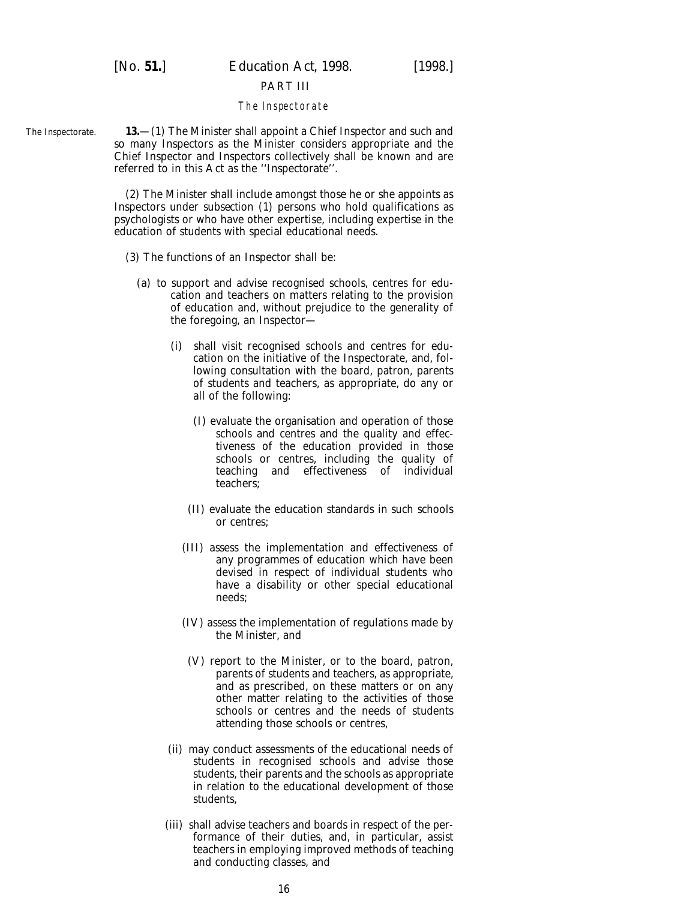## PART III

### *The Inspectorate*

The Inspectorate.

**13.**—(1) The Minister shall appoint a Chief Inspector and such and so many Inspectors as the Minister considers appropriate and the Chief Inspector and Inspectors collectively shall be known and are referred to in this Act as the ''Inspectorate''.

(2) The Minister shall include amongst those he or she appoints as Inspectors under *subsection (1)* persons who hold qualifications as psychologists or who have other expertise, including expertise in the education of students with special educational needs.

(3) The functions of an Inspector shall be:

(*a*) to support and advise recognised schools, centres for education and teachers on matters relating to the provision of education and, without prejudice to the generality of the foregoing, an Inspector—

(i) shall visit recognised schools and centres for education on the initiative of the Inspectorate, and, following consultation with the board, patron, parents of students and teachers, as appropriate, do any or all of the following:

(I) evaluate the organisation and operation of those schools and centres and the quality and effectiveness of the education provided in those schools or centres, including the quality of teaching and effectiveness of individual teachers;

(II) evaluate the education standards in such schools or centres;

(III) assess the implementation and effectiveness of any programmes of education which have been devised in respect of individual students who have a disability or other special educational needs;

(IV) assess the implementation of regulations made by the Minister, and

(V) report to the Minister, or to the board, patron, parents of students and teachers, as appropriate, and as prescribed, on these matters or on any other matter relating to the activities of those schools or centres and the needs of students attending those schools or centres,

(ii) may conduct assessments of the educational needs of students in recognised schools and advise those students, their parents and the schools as appropriate in relation to the educational development of those students,

(iii) shall advise teachers and boards in respect of the performance of their duties, and, in particular, assist teachers in employing improved methods of teaching and conducting classes, and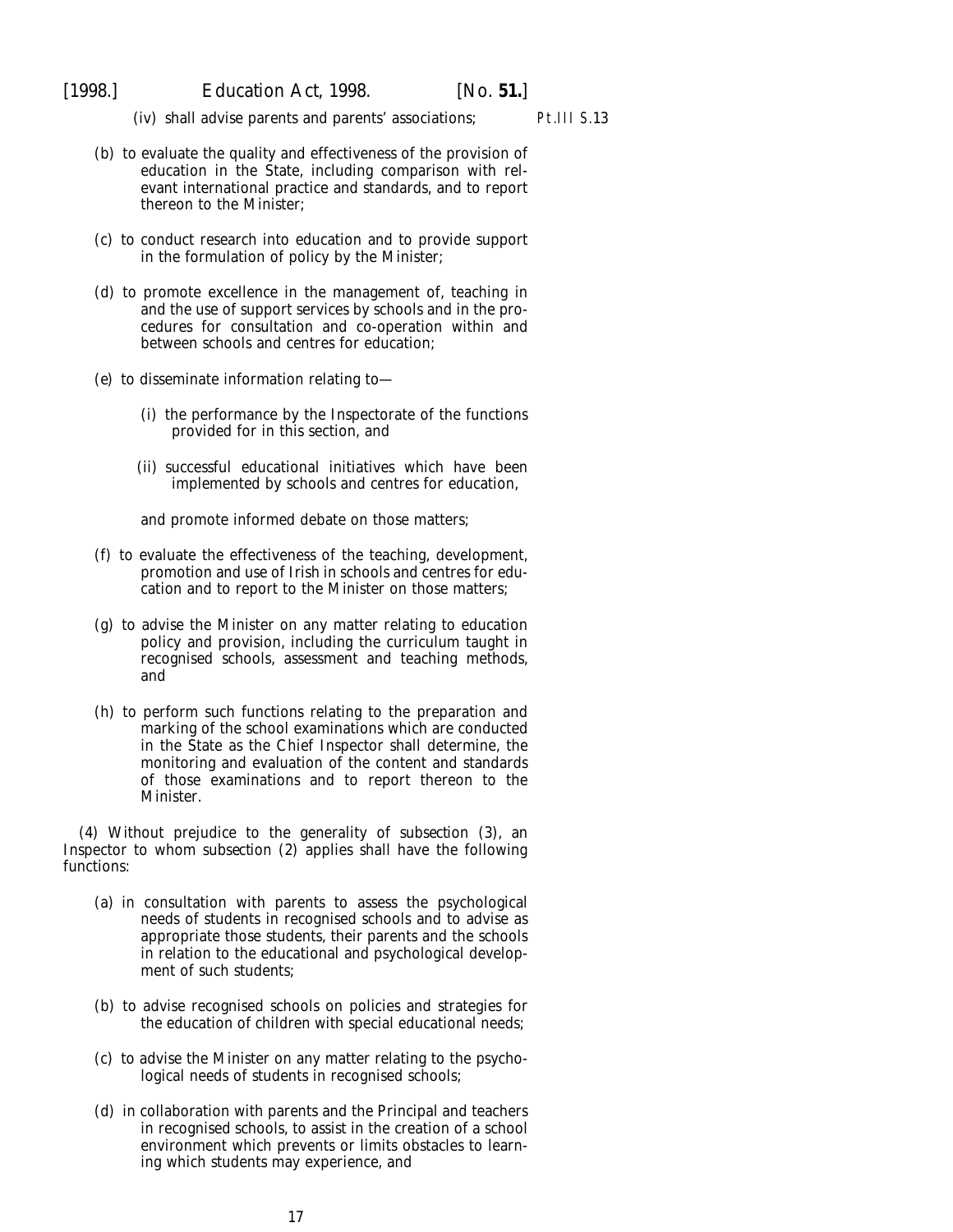(iv) shall advise parents and parents' associations;

(b) to evaluate the quality and effectiveness of the provision of education in the State, including comparison with relevant international practice and standards, and to report thereon to the Minister;

(c) to conduct research into education and to provide support in the formulation of policy by the Minister;

(d) to promote excellence in the management of, teaching in and the use of support services by schools and in the procedures for consultation and co-operation within and between schools and centres for education;

(e) to disseminate information relating to—

(i) the performance by the Inspectorate of the functions provided for in this section, and

(ii) successful educational initiatives which have been implemented by schools and centres for education,

and promote informed debate on those matters;

(f) to evaluate the effectiveness of the teaching, development, promotion and use of Irish in schools and centres for education and to report to the Minister on those matters;

(g) to advise the Minister on any matter relating to education policy and provision, including the curriculum taught in recognised schools, assessment and teaching methods, and

(h) to perform such functions relating to the preparation and marking of the school examinations which are conducted in the State as the Chief Inspector shall determine, the monitoring and evaluation of the content and standards of those examinations and to report thereon to the Minister.

(4) Without prejudice to the generality of *subsection (3)*, an Inspector to whom *subsection (2)* applies shall have the following functions:

(a) in consultation with parents to assess the psychological needs of students in recognised schools and to advise as appropriate those students, their parents and the schools in relation to the educational and psychological development of such students;

(b) to advise recognised schools on policies and strategies for the education of children with special educational needs;

(c) to advise the Minister on any matter relating to the psychological needs of students in recognised schools;

(d) in collaboration with parents and the Principal and teachers in recognised schools, to assist in the creation of a school environment which prevents or limits obstacles to learning which students may experience, and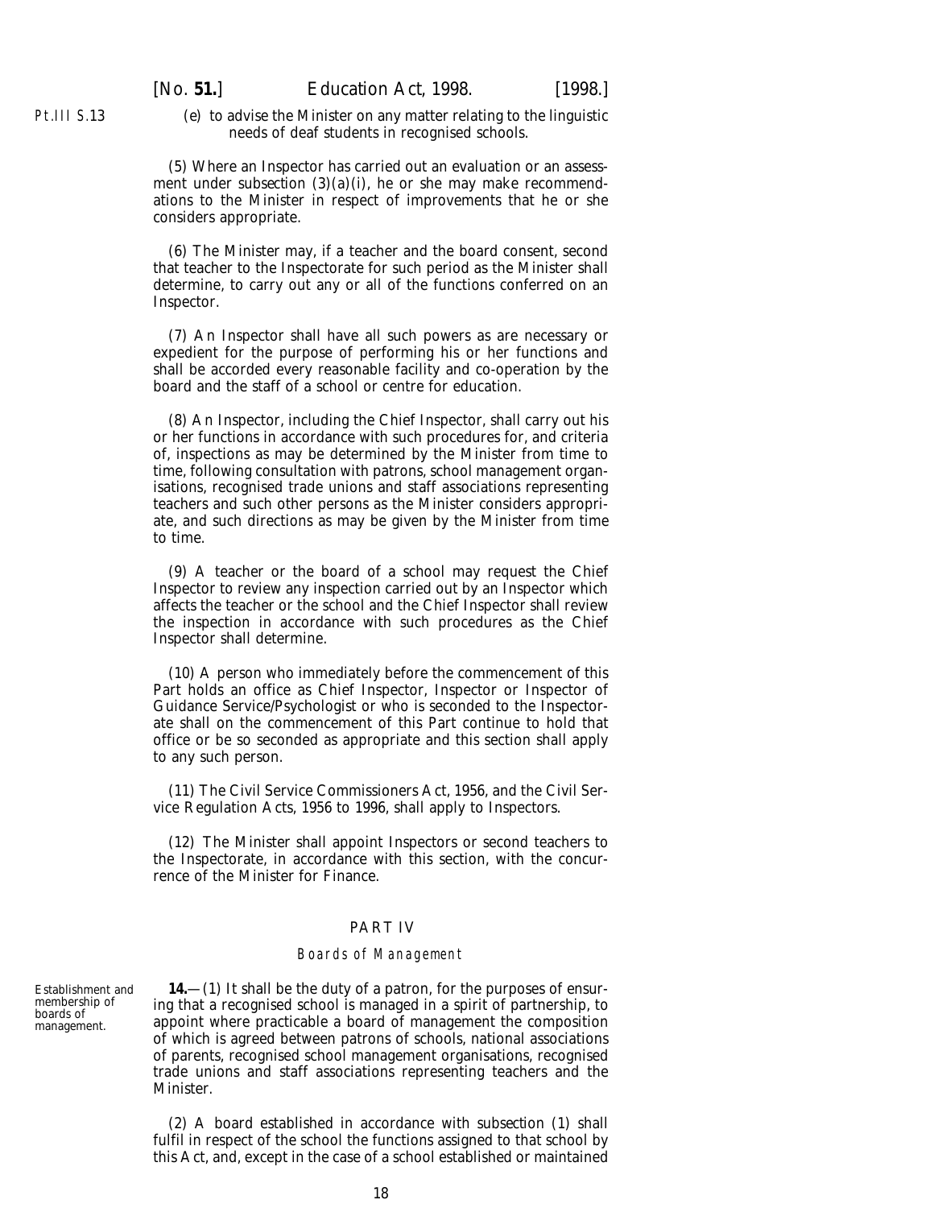(*e*) to advise the Minister on any matter relating to the linguistic needs of deaf students in recognised schools.

(5) Where an Inspector has carried out an evaluation or an assessment under *subsection (3)(a)(i)*, he or she may make recommendations to the Minister in respect of improvements that he or she considers appropriate.

(6) The Minister may, if a teacher and the board consent, second that teacher to the Inspectorate for such period as the Minister shall determine, to carry out any or all of the functions conferred on an Inspector.

(7) An Inspector shall have all such powers as are necessary or expedient for the purpose of performing his or her functions and shall be accorded every reasonable facility and co-operation by the board and the staff of a school or centre for education.

(8) An Inspector, including the Chief Inspector, shall carry out his or her functions in accordance with such procedures for, and criteria of, inspections as may be determined by the Minister from time to time, following consultation with patrons, school management organisations, recognised trade unions and staff associations representing teachers and such other persons as the Minister considers appropriate, and such directions as may be given by the Minister from time to time.

(9) A teacher or the board of a school may request the Chief Inspector to review any inspection carried out by an Inspector which affects the teacher or the school and the Chief Inspector shall review the inspection in accordance with such procedures as the Chief Inspector shall determine.

(10) A person who immediately before the commencement of this Part holds an office as Chief Inspector, Inspector or Inspector of Guidance Service/Psychologist or who is seconded to the Inspectorate shall on the commencement of this Part continue to hold that office or be so seconded as appropriate and this section shall apply to any such person.

(11) The Civil Service Commissioners Act, 1956, and the Civil Service Regulation Acts, 1956 to 1996, shall apply to Inspectors.

(12) The Minister shall appoint Inspectors or second teachers to the Inspectorate, in accordance with this section, with the concurrence of the Minister for Finance.

## PART IV

### *Boards of Management*

Establishment and membership of boards of management.

**14.**—(1) It shall be the duty of a patron, for the purposes of ensuring that a recognised school is managed in a spirit of partnership, to appoint where practicable a board of management the composition of which is agreed between patrons of schools, national associations of parents, recognised school management organisations, recognised trade unions and staff associations representing teachers and the Minister.

(2) A board established in accordance with *subsection (1)* shall fulfil in respect of the school the functions assigned to that school by this Act, and, except in the case of a school established or maintained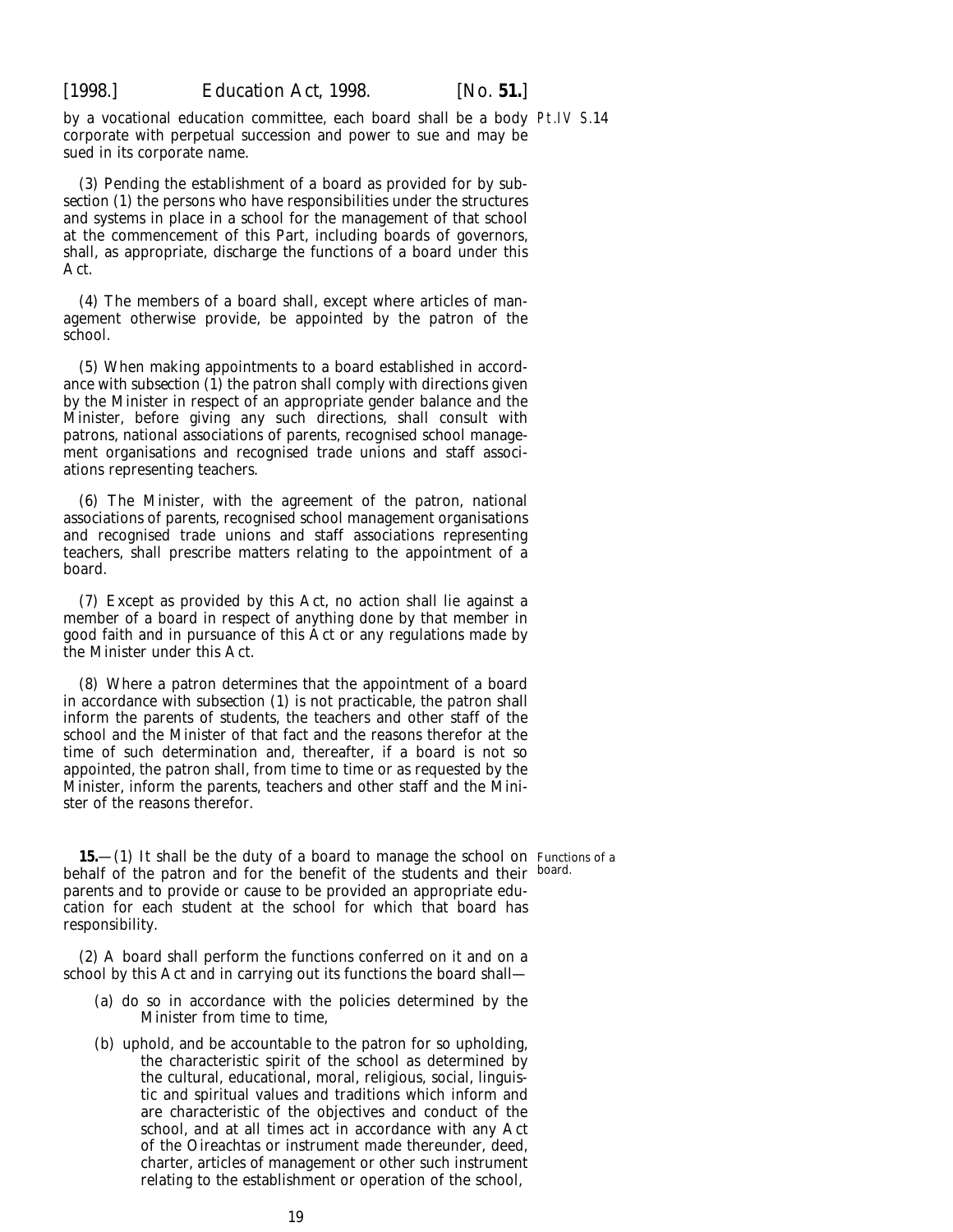by a vocational education committee, each board shall be a body corporate with perpetual succession and power to sue and may be sued in its corporate name.

(3) Pending the establishment of a board as provided for by *subsection (1)* the persons who have responsibilities under the structures and systems in place in a school for the management of that school at the commencement of this Part, including boards of governors, shall, as appropriate, discharge the functions of a board under this Act.

(4) The members of a board shall, except where articles of management otherwise provide, be appointed by the patron of the school.

(5) When making appointments to a board established in accordance with *subsection (1)* the patron shall comply with directions given by the Minister in respect of an appropriate gender balance and the Minister, before giving any such directions, shall consult with patrons, national associations of parents, recognised school management organisations and recognised trade unions and staff associations representing teachers.

(6) The Minister, with the agreement of the patron, national associations of parents, recognised school management organisations and recognised trade unions and staff associations representing teachers, shall prescribe matters relating to the appointment of a board.

(7) Except as provided by this Act, no action shall lie against a member of a board in respect of anything done by that member in good faith and in pursuance of this Act or any regulations made by the Minister under this Act.

(8) Where a patron determines that the appointment of a board in accordance with *subsection (1)* is not practicable, the patron shall inform the parents of students, the teachers and other staff of the school and the Minister of that fact and the reasons therefor at the time of such determination and, thereafter, if a board is not so appointed, the patron shall, from time to time or as requested by the Minister, inform the parents, teachers and other staff and the Minister of the reasons therefor.

Functions of a board.

**15.**—(1) It shall be the duty of a board to manage the school on behalf of the patron and for the benefit of the students and their parents and to provide or cause to be provided an appropriate education for each student at the school for which that board has responsibility.

(2) A board shall perform the functions conferred on it and on a school by this Act and in carrying out its functions the board shall—

(*a*) do so in accordance with the policies determined by the Minister from time to time,

(*b*) uphold, and be accountable to the patron for so upholding, the characteristic spirit of the school as determined by the cultural, educational, moral, religious, social, linguistic and spiritual values and traditions which inform and are characteristic of the objectives and conduct of the school, and at all times act in accordance with any Act of the Oireachtas or instrument made thereunder, deed, charter, articles of management or other such instrument relating to the establishment or operation of the school,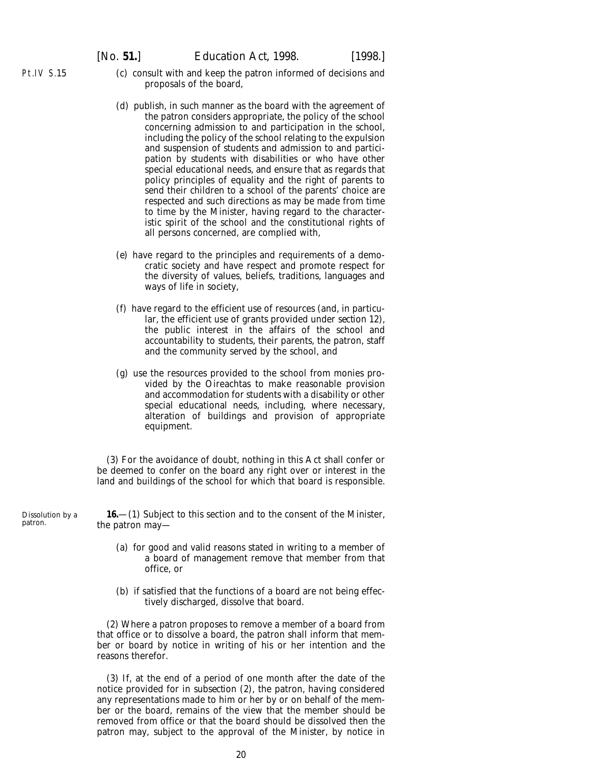(c) consult with and keep the patron informed of decisions and proposals of the board,

(d) publish, in such manner as the board with the agreement of the patron considers appropriate, the policy of the school concerning admission to and participation in the school, including the policy of the school relating to the expulsion and suspension of students and admission to and participation by students with disabilities or who have other special educational needs, and ensure that as regards that policy principles of equality and the right of parents to send their children to a school of the parents' choice are respected and such directions as may be made from time to time by the Minister, having regard to the characteristic spirit of the school and the constitutional rights of all persons concerned, are complied with,

(e) have regard to the principles and requirements of a democratic society and have respect and promote respect for the diversity of values, beliefs, traditions, languages and ways of life in society,

(f) have regard to the efficient use of resources (and, in particular, the efficient use of grants provided under *section 12*), the public interest in the affairs of the school and accountability to students, their parents, the patron, staff and the community served by the school, and

(g) use the resources provided to the school from monies provided by the Oireachtas to make reasonable provision and accommodation for students with a disability or other special educational needs, including, where necessary, alteration of buildings and provision of appropriate equipment.

(3) For the avoidance of doubt, nothing in this Act shall confer or be deemed to confer on the board any right over or interest in the land and buildings of the school for which that board is responsible.

Dissolution by a patron.

**16.**—(1) Subject to this section and to the consent of the Minister, the patron may—

(a) for good and valid reasons stated in writing to a member of a board of management remove that member from that office, or

(b) if satisfied that the functions of a board are not being effectively discharged, dissolve that board.

(2) Where a patron proposes to remove a member of a board from that office or to dissolve a board, the patron shall inform that member or board by notice in writing of his or her intention and the reasons therefor.

(3) If, at the end of a period of one month after the date of the notice provided for in *subsection (2)*, the patron, having considered any representations made to him or her by or on behalf of the member or the board, remains of the view that the member should be removed from office or that the board should be dissolved then the patron may, subject to the approval of the Minister, by notice in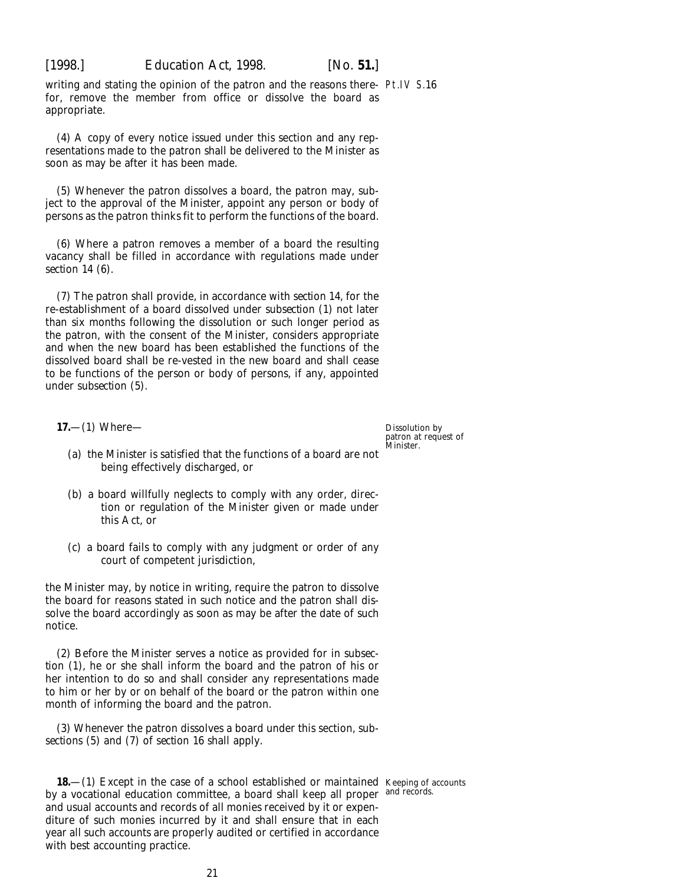writing and stating the opinion of the patron and the reasons therefor, remove the member from office or dissolve the board as appropriate.

(4) A copy of every notice issued under this section and any representations made to the patron shall be delivered to the Minister as soon as may be after it has been made.

(5) Whenever the patron dissolves a board, the patron may, subject to the approval of the Minister, appoint any person or body of persons as the patron thinks fit to perform the functions of the board.

(6) Where a patron removes a member of a board the resulting vacancy shall be filled in accordance with regulations made under *section 14 (6)*.

(7) The patron shall provide, in accordance with *section 14*, for the re-establishment of a board dissolved under *subsection (1)* not later than six months following the dissolution or such longer period as the patron, with the consent of the Minister, considers appropriate and when the new board has been established the functions of the dissolved board shall be re-vested in the new board and shall cease to be functions of the person or body of persons, if any, appointed under *subsection (5)*.

Dissolution by patron at request of Minister.

**17.**—(1) Where—

(*a*) the Minister is satisfied that the functions of a board are not being effectively discharged, or

(*b*) a board willfully neglects to comply with any order, direction or regulation of the Minister given or made under this Act, or

(*c*) a board fails to comply with any judgment or order of any court of competent jurisdiction,

the Minister may, by notice in writing, require the patron to dissolve the board for reasons stated in such notice and the patron shall dissolve the board accordingly as soon as may be after the date of such notice.

(2) Before the Minister serves a notice as provided for in *subsection (1)*, he or she shall inform the board and the patron of his or her intention to do so and shall consider any representations made to him or her by or on behalf of the board or the patron within one month of informing the board and the patron.

(3) Whenever the patron dissolves a board under this section, *subsections (5)* and *(7)* of *section 16* shall apply.

Keeping of accounts and records.

**18.**—(1) Except in the case of a school established or maintained by a vocational education committee, a board shall keep all proper and usual accounts and records of all monies received by it or expenditure of such monies incurred by it and shall ensure that in each year all such accounts are properly audited or certified in accordance with best accounting practice.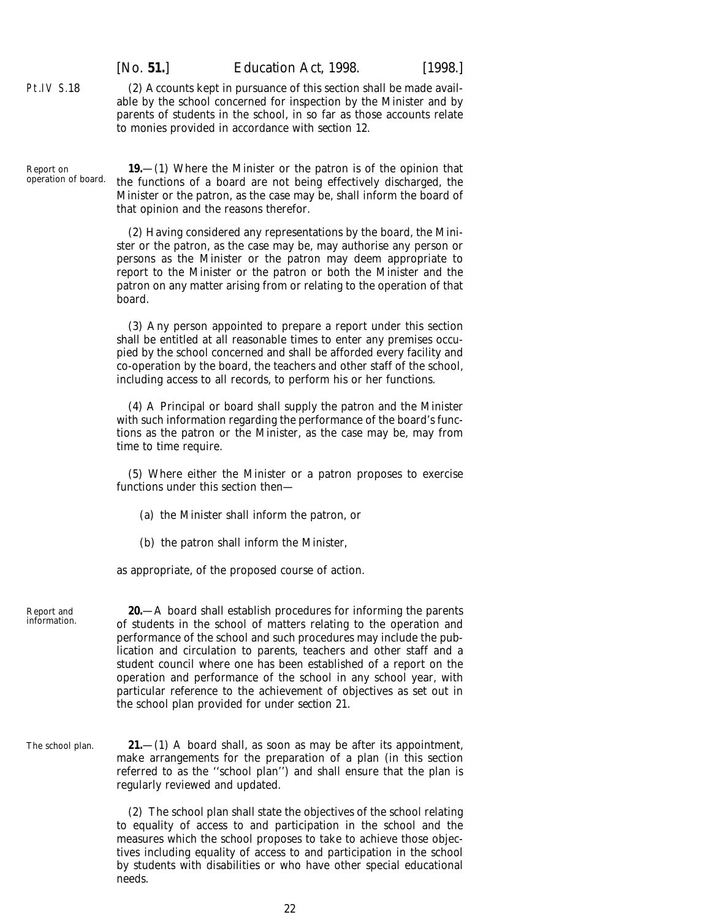(2) Accounts kept in pursuance of this section shall be made available by the school concerned for inspection by the Minister and by parents of students in the school, in so far as those accounts relate to monies provided in accordance with *section 12*.

Report on operation of board.

**19.**—(1) Where the Minister or the patron is of the opinion that the functions of a board are not being effectively discharged, the Minister or the patron, as the case may be, shall inform the board of that opinion and the reasons therefor.

(2) Having considered any representations by the board, the Minister or the patron, as the case may be, may authorise any person or persons as the Minister or the patron may deem appropriate to report to the Minister or the patron or both the Minister and the patron on any matter arising from or relating to the operation of that board.

(3) Any person appointed to prepare a report under this section shall be entitled at all reasonable times to enter any premises occupied by the school concerned and shall be afforded every facility and co-operation by the board, the teachers and other staff of the school, including access to all records, to perform his or her functions.

(4) A Principal or board shall supply the patron and the Minister with such information regarding the performance of the board's functions as the patron or the Minister, as the case may be, may from time to time require.

(5) Where either the Minister or a patron proposes to exercise functions under this section then—

(*a*) the Minister shall inform the patron, or

(*b*) the patron shall inform the Minister,

as appropriate, of the proposed course of action.

Report and information.

**20.**—A board shall establish procedures for informing the parents of students in the school of matters relating to the operation and performance of the school and such procedures may include the publication and circulation to parents, teachers and other staff and a student council where one has been established of a report on the operation and performance of the school in any school year, with particular reference to the achievement of objectives as set out in the school plan provided for under *section 21*.

The school plan.

**21.**—(1) A board shall, as soon as may be after its appointment, make arrangements for the preparation of a plan (in this section referred to as the ''school plan'') and shall ensure that the plan is regularly reviewed and updated.

(2) The school plan shall state the objectives of the school relating to equality of access to and participation in the school and the measures which the school proposes to take to achieve those objectives including equality of access to and participation in the school by students with disabilities or who have other special educational needs.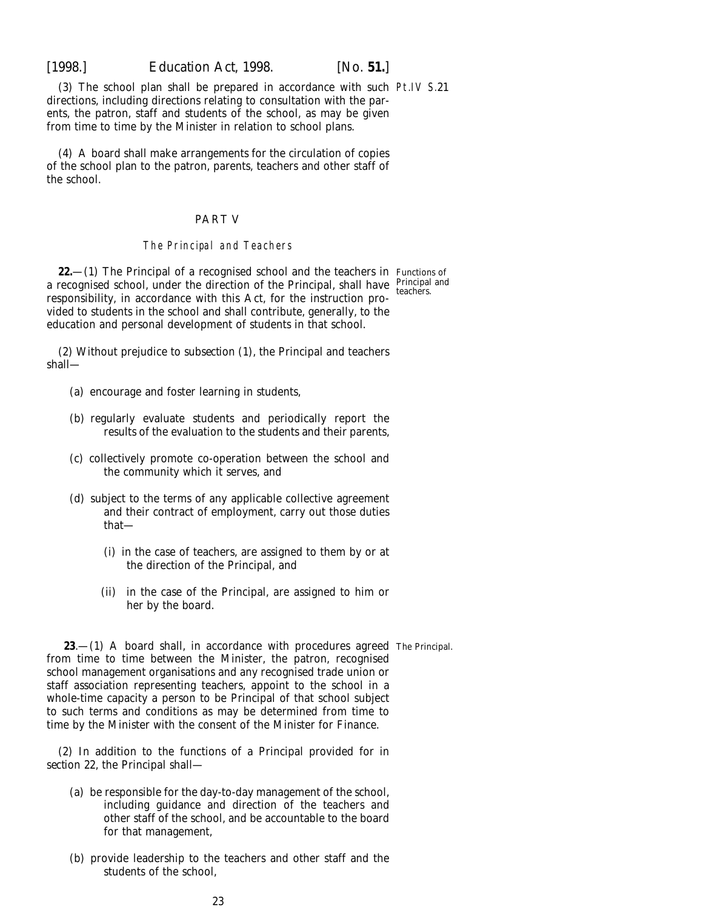(3) The school plan shall be prepared in accordance with such directions, including directions relating to consultation with the parents, the patron, staff and students of the school, as may be given from time to time by the Minister in relation to school plans.

(4) A board shall make arrangements for the circulation of copies of the school plan to the patron, parents, teachers and other staff of the school.

## PART V

### *The Principal and Teachers*

**22.**—(1) The Principal of a recognised school and the teachers in a recognised school, under the direction of the Principal, shall have responsibility, in accordance with this Act, for the instruction provided to students in the school and shall contribute, generally, to the education and personal development of students in that school.

Functions of Principal and teachers.

(2) Without prejudice to *subsection (1)*, the Principal and teachers shall—

- (*a*) encourage and foster learning in students,
- (*b*) regularly evaluate students and periodically report the results of the evaluation to the students and their parents,
- (*c*) collectively promote co-operation between the school and the community which it serves, and
- (*d*) subject to the terms of any applicable collective agreement and their contract of employment, carry out those duties that—
  - (i) in the case of teachers, are assigned to them by or at the direction of the Principal, and
  - (ii) in the case of the Principal, are assigned to him or her by the board.

**23**.—(1) A board shall, in accordance with procedures agreed from time to time between the Minister, the patron, recognised school management organisations and any recognised trade union or staff association representing teachers, appoint to the school in a whole-time capacity a person to be Principal of that school subject to such terms and conditions as may be determined from time to time by the Minister with the consent of the Minister for Finance.

The Principal.

(2) In addition to the functions of a Principal provided for in *section 22*, the Principal shall—

- (*a*) be responsible for the day-to-day management of the school, including guidance and direction of the teachers and other staff of the school, and be accountable to the board for that management,
- (*b*) provide leadership to the teachers and other staff and the students of the school,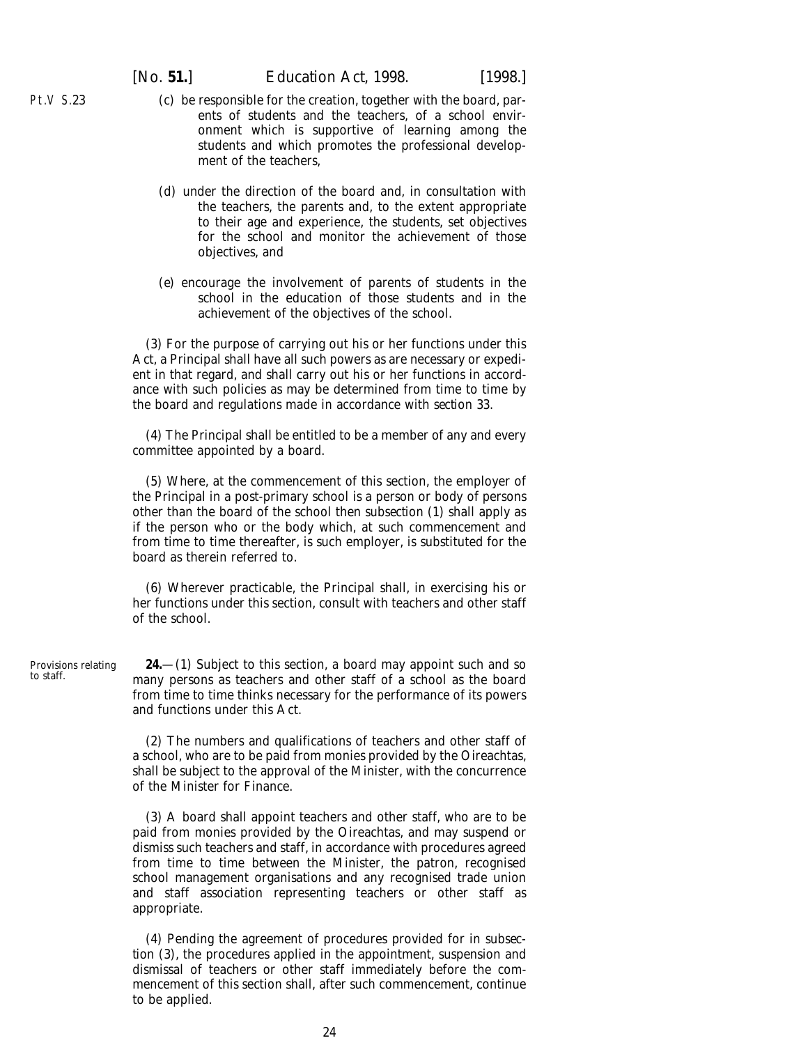(*c*) be responsible for the creation, together with the board, parents of students and the teachers, of a school environment which is supportive of learning among the students and which promotes the professional development of the teachers,

(*d*) under the direction of the board and, in consultation with the teachers, the parents and, to the extent appropriate to their age and experience, the students, set objectives for the school and monitor the achievement of those objectives, and

(*e*) encourage the involvement of parents of students in the school in the education of those students and in the achievement of the objectives of the school.

(3) For the purpose of carrying out his or her functions under this Act, a Principal shall have all such powers as are necessary or expedient in that regard, and shall carry out his or her functions in accordance with such policies as may be determined from time to time by the board and regulations made in accordance with *section 33*.

(4) The Principal shall be entitled to be a member of any and every committee appointed by a board.

(5) Where, at the commencement of this section, the employer of the Principal in a post-primary school is a person or body of persons other than the board of the school then *subsection (1)* shall apply as if the person who or the body which, at such commencement and from time to time thereafter, is such employer, is substituted for the board as therein referred to.

(6) Wherever practicable, the Principal shall, in exercising his or her functions under this section, consult with teachers and other staff of the school.

Provisions relating to staff.

**24.**—(1) Subject to this section, a board may appoint such and so many persons as teachers and other staff of a school as the board from time to time thinks necessary for the performance of its powers and functions under this Act.

(2) The numbers and qualifications of teachers and other staff of a school, who are to be paid from monies provided by the Oireachtas, shall be subject to the approval of the Minister, with the concurrence of the Minister for Finance.

(3) A board shall appoint teachers and other staff, who are to be paid from monies provided by the Oireachtas, and may suspend or dismiss such teachers and staff, in accordance with procedures agreed from time to time between the Minister, the patron, recognised school management organisations and any recognised trade union and staff association representing teachers or other staff as appropriate.

(4) Pending the agreement of procedures provided for in *subsection (3)*, the procedures applied in the appointment, suspension and dismissal of teachers or other staff immediately before the commencement of this section shall, after such commencement, continue to be applied.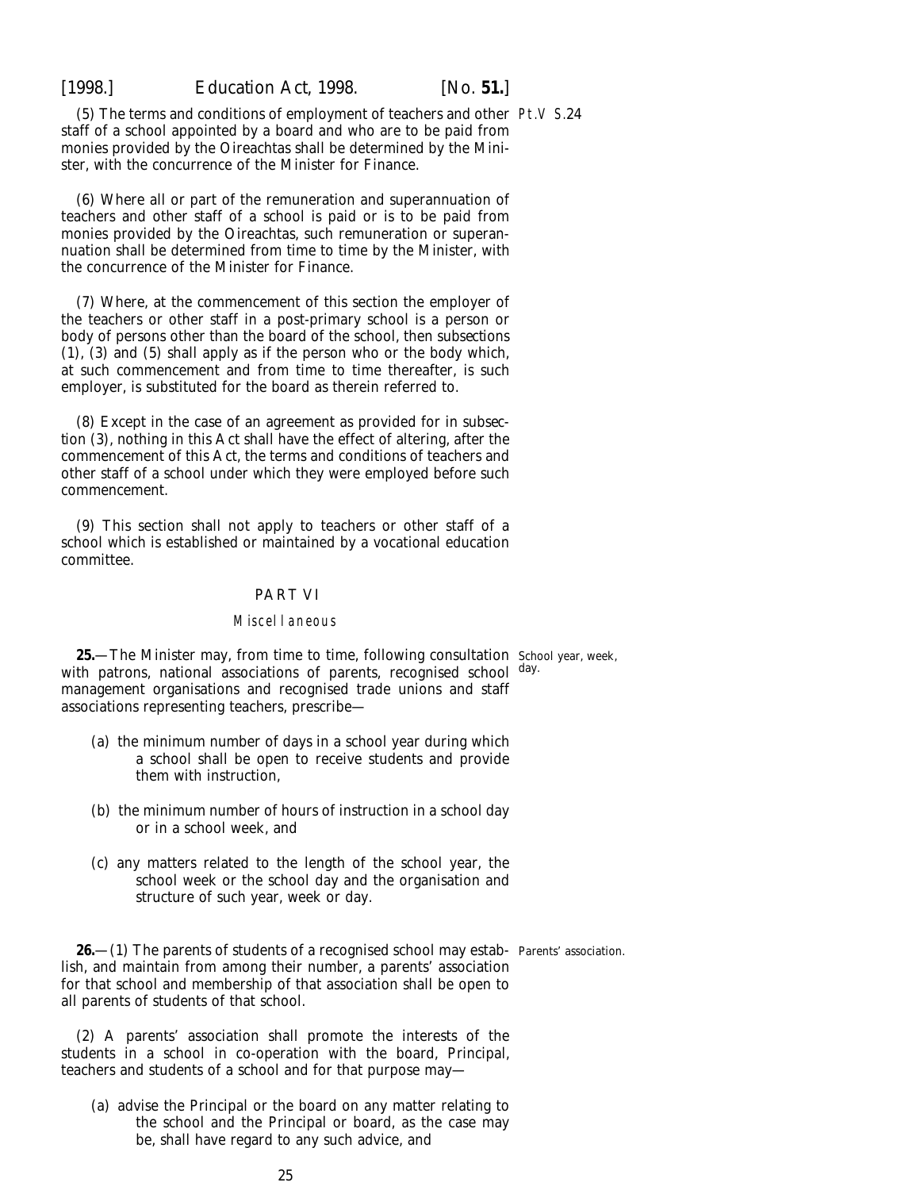(5) The terms and conditions of employment of teachers and other staff of a school appointed by a board and who are to be paid from monies provided by the Oireachtas shall be determined by the Minister, with the concurrence of the Minister for Finance.

(6) Where all or part of the remuneration and superannuation of teachers and other staff of a school is paid or is to be paid from monies provided by the Oireachtas, such remuneration or superannuation shall be determined from time to time by the Minister, with the concurrence of the Minister for Finance.

(7) Where, at the commencement of this section the employer of the teachers or other staff in a post-primary school is a person or body of persons other than the board of the school, then *subsections (1)*, *(3)* and *(5)* shall apply as if the person who or the body which, at such commencement and from time to time thereafter, is such employer, is substituted for the board as therein referred to.

(8) Except in the case of an agreement as provided for in *subsection (3)*, nothing in this Act shall have the effect of altering, after the commencement of this Act, the terms and conditions of teachers and other staff of a school under which they were employed before such commencement.

(9) This section shall not apply to teachers or other staff of a school which is established or maintained by a vocational education committee.

## PART VI

### *Miscellaneous*

**25.**—The Minister may, from time to time, following consultation with patrons, national associations of parents, recognised school management organisations and recognised trade unions and staff associations representing teachers, prescribe—

School year, week, day.

(*a*) the minimum number of days in a school year during which a school shall be open to receive students and provide them with instruction,

(*b*) the minimum number of hours of instruction in a school day or in a school week, and

(*c*) any matters related to the length of the school year, the school week or the school day and the organisation and structure of such year, week or day.

**26.**—(1) The parents of students of a recognised school may establish, and maintain from among their number, a parents' association for that school and membership of that association shall be open to all parents of students of that school.

Parents' association.

(2) A parents' association shall promote the interests of the students in a school in co-operation with the board, Principal, teachers and students of a school and for that purpose may—

(*a*) advise the Principal or the board on any matter relating to the school and the Principal or board, as the case may be, shall have regard to any such advice, and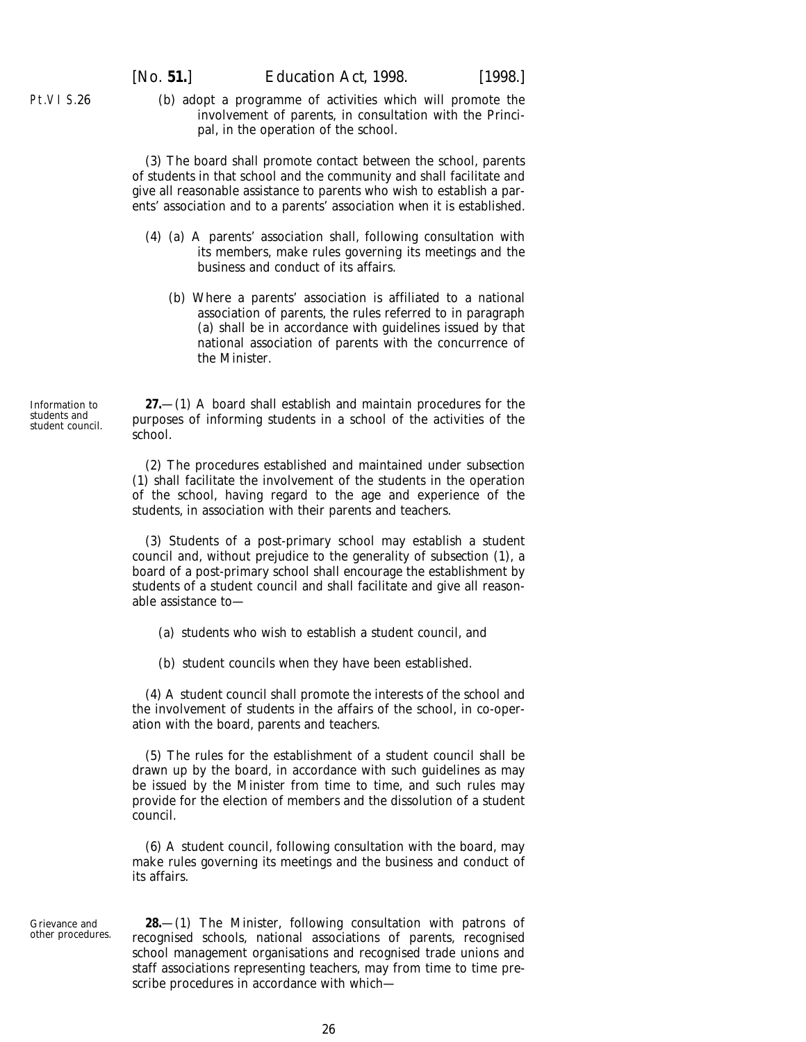(*b*) adopt a programme of activities which will promote the involvement of parents, in consultation with the Principal, in the operation of the school.

(3) The board shall promote contact between the school, parents of students in that school and the community and shall facilitate and give all reasonable assistance to parents who wish to establish a parents' association and to a parents' association when it is established.

(4) (*a*) A parents' association shall, following consultation with its members, make rules governing its meetings and the business and conduct of its affairs.

(*b*) Where a parents' association is affiliated to a national association of parents, the rules referred to in *paragraph (a)* shall be in accordance with guidelines issued by that national association of parents with the concurrence of the Minister.

Information to students and student council.

**27.**—(1) A board shall establish and maintain procedures for the purposes of informing students in a school of the activities of the school.

(2) The procedures established and maintained under *subsection (1)* shall facilitate the involvement of the students in the operation of the school, having regard to the age and experience of the students, in association with their parents and teachers.

(3) Students of a post-primary school may establish a student council and, without prejudice to the generality of *subsection (1)*, a board of a post-primary school shall encourage the establishment by students of a student council and shall facilitate and give all reasonable assistance to—

(*a*) students who wish to establish a student council, and

(*b*) student councils when they have been established.

(4) A student council shall promote the interests of the school and the involvement of students in the affairs of the school, in co-operation with the board, parents and teachers.

(5) The rules for the establishment of a student council shall be drawn up by the board, in accordance with such guidelines as may be issued by the Minister from time to time, and such rules may provide for the election of members and the dissolution of a student council.

(6) A student council, following consultation with the board, may make rules governing its meetings and the business and conduct of its affairs.

Grievance and other procedures.

**28.**—(1) The Minister, following consultation with patrons of recognised schools, national associations of parents, recognised school management organisations and recognised trade unions and staff associations representing teachers, may from time to time prescribe procedures in accordance with which—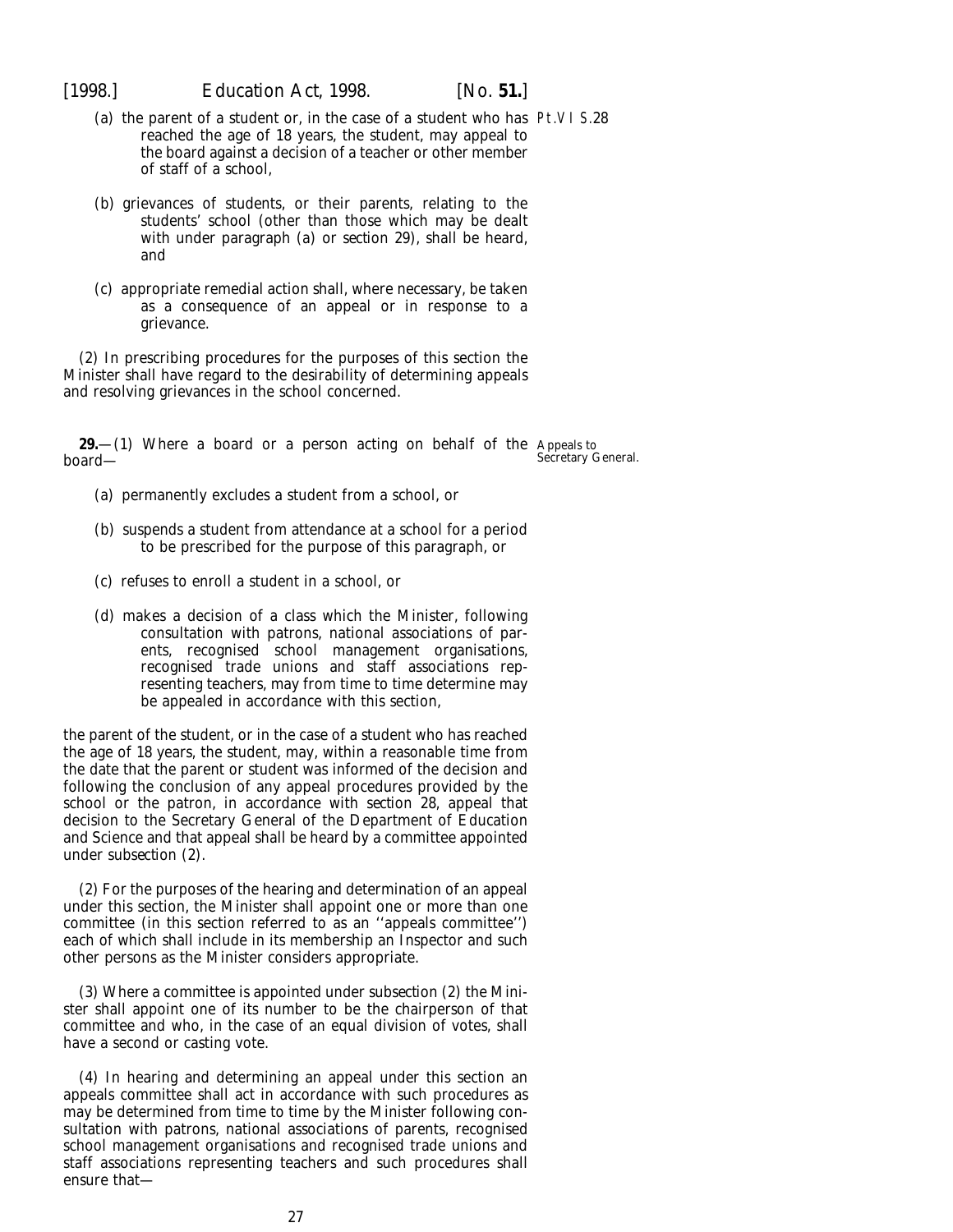(*a*) the parent of a student or, in the case of a student who has reached the age of 18 years, the student, may appeal to the board against a decision of a teacher or other member of staff of a school,

(*b*) grievances of students, or their parents, relating to the students' school (other than those which may be dealt with under *paragraph (a)* or *section 29*), shall be heard, and

(*c*) appropriate remedial action shall, where necessary, be taken as a consequence of an appeal or in response to a grievance.

(2) In prescribing procedures for the purposes of this section the Minister shall have regard to the desirability of determining appeals and resolving grievances in the school concerned.

Appeals to Secretary General.

**29.**—(1) Where a board or a person acting on behalf of the board—

(*a*) permanently excludes a student from a school, or

(*b*) suspends a student from attendance at a school for a period to be prescribed for the purpose of this paragraph, or

(*c*) refuses to enroll a student in a school, or

(*d*) makes a decision of a class which the Minister, following consultation with patrons, national associations of parents, recognised school management organisations, recognised trade unions and staff associations representing teachers, may from time to time determine may be appealed in accordance with this section,

the parent of the student, or in the case of a student who has reached the age of 18 years, the student, may, within a reasonable time from the date that the parent or student was informed of the decision and following the conclusion of any appeal procedures provided by the school or the patron, in accordance with *section 28*, appeal that decision to the Secretary General of the Department of Education and Science and that appeal shall be heard by a committee appointed under *subsection (2)*.

(2) For the purposes of the hearing and determination of an appeal under this section, the Minister shall appoint one or more than one committee (in this section referred to as an ''appeals committee'') each of which shall include in its membership an Inspector and such other persons as the Minister considers appropriate.

(3) Where a committee is appointed under *subsection (2)* the Minister shall appoint one of its number to be the chairperson of that committee and who, in the case of an equal division of votes, shall have a second or casting vote.

(4) In hearing and determining an appeal under this section an appeals committee shall act in accordance with such procedures as may be determined from time to time by the Minister following consultation with patrons, national associations of parents, recognised school management organisations and recognised trade unions and staff associations representing teachers and such procedures shall ensure that—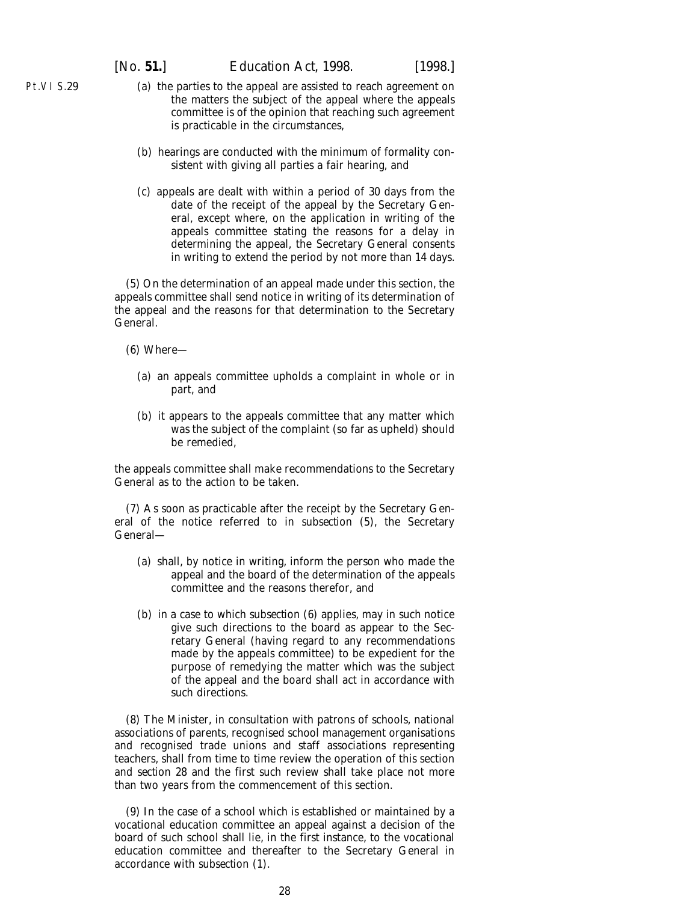(*a*) the parties to the appeal are assisted to reach agreement on the matters the subject of the appeal where the appeals committee is of the opinion that reaching such agreement is practicable in the circumstances,

(*b*) hearings are conducted with the minimum of formality consistent with giving all parties a fair hearing, and

(*c*) appeals are dealt with within a period of 30 days from the date of the receipt of the appeal by the Secretary General, except where, on the application in writing of the appeals committee stating the reasons for a delay in determining the appeal, the Secretary General consents in writing to extend the period by not more than 14 days.

(5) On the determination of an appeal made under this section, the appeals committee shall send notice in writing of its determination of the appeal and the reasons for that determination to the Secretary General.

(6) Where—

(*a*) an appeals committee upholds a complaint in whole or in part, and

(*b*) it appears to the appeals committee that any matter which was the subject of the complaint (so far as upheld) should be remedied,

the appeals committee shall make recommendations to the Secretary General as to the action to be taken.

(7) As soon as practicable after the receipt by the Secretary General of the notice referred to in *subsection (5)*, the Secretary General—

(*a*) shall, by notice in writing, inform the person who made the appeal and the board of the determination of the appeals committee and the reasons therefor, and

(*b*) in a case to which *subsection (6)* applies, may in such notice give such directions to the board as appear to the Secretary General (having regard to any recommendations made by the appeals committee) to be expedient for the purpose of remedying the matter which was the subject of the appeal and the board shall act in accordance with such directions.

(8) The Minister, in consultation with patrons of schools, national associations of parents, recognised school management organisations and recognised trade unions and staff associations representing teachers, shall from time to time review the operation of this section and *section 28* and the first such review shall take place not more than two years from the commencement of this section.

(9) In the case of a school which is established or maintained by a vocational education committee an appeal against a decision of the board of such school shall lie, in the first instance, to the vocational education committee and thereafter to the Secretary General in accordance with *subsection (1)*.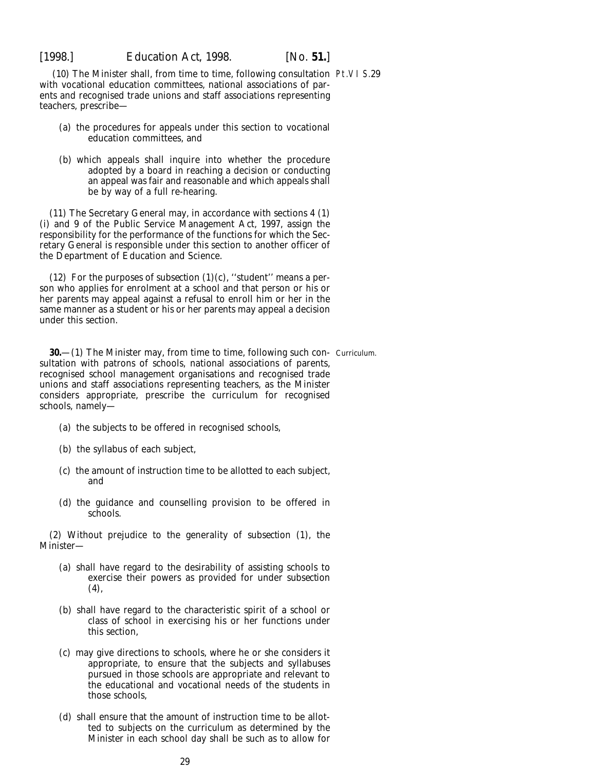(10) The Minister shall, from time to time, following consultation with vocational education committees, national associations of parents and recognised trade unions and staff associations representing teachers, prescribe—

(a) the procedures for appeals under this section to vocational education committees, and

(b) which appeals shall inquire into whether the procedure adopted by a board in reaching a decision or conducting an appeal was fair and reasonable and which appeals shall be by way of a full re-hearing.

(11) The Secretary General may, in accordance with sections 4 (1) (i) and 9 of the Public Service Management Act, 1997, assign the responsibility for the performance of the functions for which the Secretary General is responsible under this section to another officer of the Department of Education and Science.

(12) For the purposes of *subsection (1)(c)*, ''student'' means a person who applies for enrolment at a school and that person or his or her parents may appeal against a refusal to enroll him or her in the same manner as a student or his or her parents may appeal a decision under this section.

Curriculum.

**30.**—(1) The Minister may, from time to time, following such consultation with patrons of schools, national associations of parents, recognised school management organisations and recognised trade unions and staff associations representing teachers, as the Minister considers appropriate, prescribe the curriculum for recognised schools, namely—

(a) the subjects to be offered in recognised schools,

(b) the syllabus of each subject,

(c) the amount of instruction time to be allotted to each subject, and

(d) the guidance and counselling provision to be offered in schools.

(2) Without prejudice to the generality of *subsection (1)*, the Minister—

(a) shall have regard to the desirability of assisting schools to exercise their powers as provided for under *subsection (4)*,

(b) shall have regard to the characteristic spirit of a school or class of school in exercising his or her functions under this section,

(c) may give directions to schools, where he or she considers it appropriate, to ensure that the subjects and syllabuses pursued in those schools are appropriate and relevant to the educational and vocational needs of the students in those schools,

(d) shall ensure that the amount of instruction time to be allotted to subjects on the curriculum as determined by the Minister in each school day shall be such as to allow for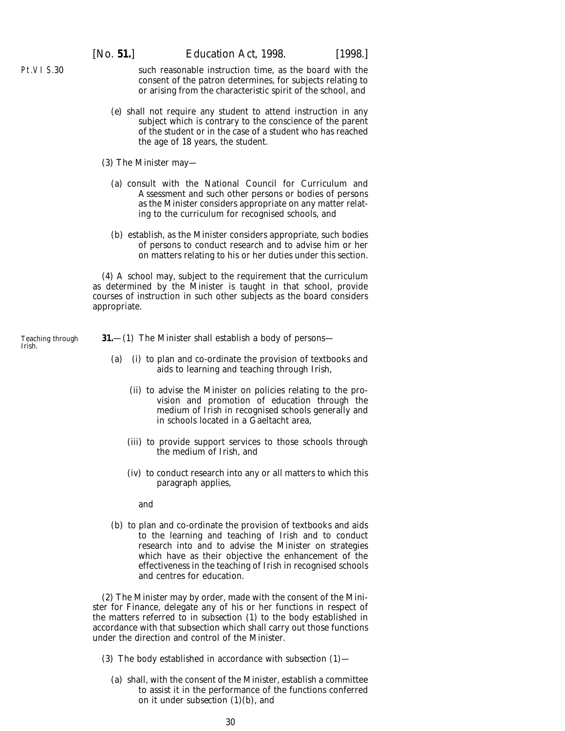such reasonable instruction time, as the board with the consent of the patron determines, for subjects relating to or arising from the characteristic spirit of the school, and

(*e*) shall not require any student to attend instruction in any subject which is contrary to the conscience of the parent of the student or in the case of a student who has reached the age of 18 years, the student.

(3) The Minister may—

(*a*) consult with the National Council for Curriculum and Assessment and such other persons or bodies of persons as the Minister considers appropriate on any matter relating to the curriculum for recognised schools, and

(*b*) establish, as the Minister considers appropriate, such bodies of persons to conduct research and to advise him or her on matters relating to his or her duties under this section.

(4) A school may, subject to the requirement that the curriculum as determined by the Minister is taught in that school, provide courses of instruction in such other subjects as the board considers appropriate.

Teaching through Irish.

**31.**—(1) The Minister shall establish a body of persons—

(*a*) (i) to plan and co-ordinate the provision of textbooks and aids to learning and teaching through Irish,

(ii) to advise the Minister on policies relating to the provision and promotion of education through the medium of Irish in recognised schools generally and in schools located in a Gaeltacht area,

(iii) to provide support services to those schools through the medium of Irish, and

(iv) to conduct research into any or all matters to which this paragraph applies,

and

(*b*) to plan and co-ordinate the provision of textbooks and aids to the learning and teaching of Irish and to conduct research into and to advise the Minister on strategies which have as their objective the enhancement of the effectiveness in the teaching of Irish in recognised schools and centres for education.

(2) The Minister may by order, made with the consent of the Minister for Finance, delegate any of his or her functions in respect of the matters referred to in *subsection (1)* to the body established in accordance with that subsection which shall carry out those functions under the direction and control of the Minister.

(3) The body established in accordance with *subsection (1)*—

(*a*) shall, with the consent of the Minister, establish a committee to assist it in the performance of the functions conferred on it under *subsection (1)(b)*, and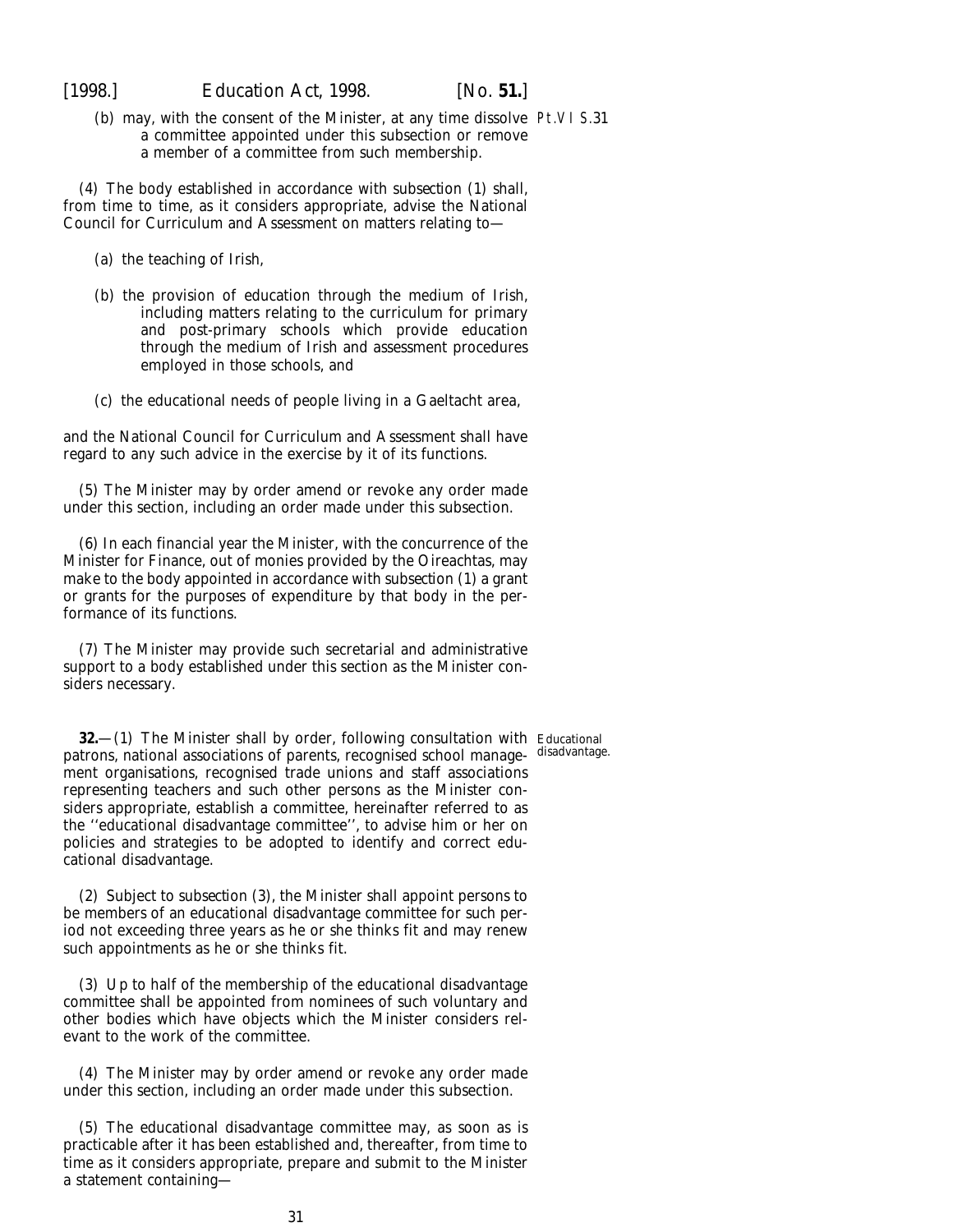(*b*) may, with the consent of the Minister, at any time dissolve a committee appointed under this subsection or remove a member of a committee from such membership.

(4) The body established in accordance with *subsection (1)* shall, from time to time, as it considers appropriate, advise the National Council for Curriculum and Assessment on matters relating to—

(*a*) the teaching of Irish,

(*b*) the provision of education through the medium of Irish, including matters relating to the curriculum for primary and post-primary schools which provide education through the medium of Irish and assessment procedures employed in those schools, and

(*c*) the educational needs of people living in a Gaeltacht area,

and the National Council for Curriculum and Assessment shall have regard to any such advice in the exercise by it of its functions.

(5) The Minister may by order amend or revoke any order made under this section, including an order made under this subsection.

(6) In each financial year the Minister, with the concurrence of the Minister for Finance, out of monies provided by the Oireachtas, may make to the body appointed in accordance with *subsection (1)* a grant or grants for the purposes of expenditure by that body in the performance of its functions.

(7) The Minister may provide such secretarial and administrative support to a body established under this section as the Minister considers necessary.

Educational disadvantage.

**32.**—(1) The Minister shall by order, following consultation with patrons, national associations of parents, recognised school management organisations, recognised trade unions and staff associations representing teachers and such other persons as the Minister considers appropriate, establish a committee, hereinafter referred to as the ''educational disadvantage committee'', to advise him or her on policies and strategies to be adopted to identify and correct educational disadvantage.

(2) Subject to *subsection (3)*, the Minister shall appoint persons to be members of an educational disadvantage committee for such period not exceeding three years as he or she thinks fit and may renew such appointments as he or she thinks fit.

(3) Up to half of the membership of the educational disadvantage committee shall be appointed from nominees of such voluntary and other bodies which have objects which the Minister considers relevant to the work of the committee.

(4) The Minister may by order amend or revoke any order made under this section, including an order made under this subsection.

(5) The educational disadvantage committee may, as soon as is practicable after it has been established and, thereafter, from time to time as it considers appropriate, prepare and submit to the Minister a statement containing—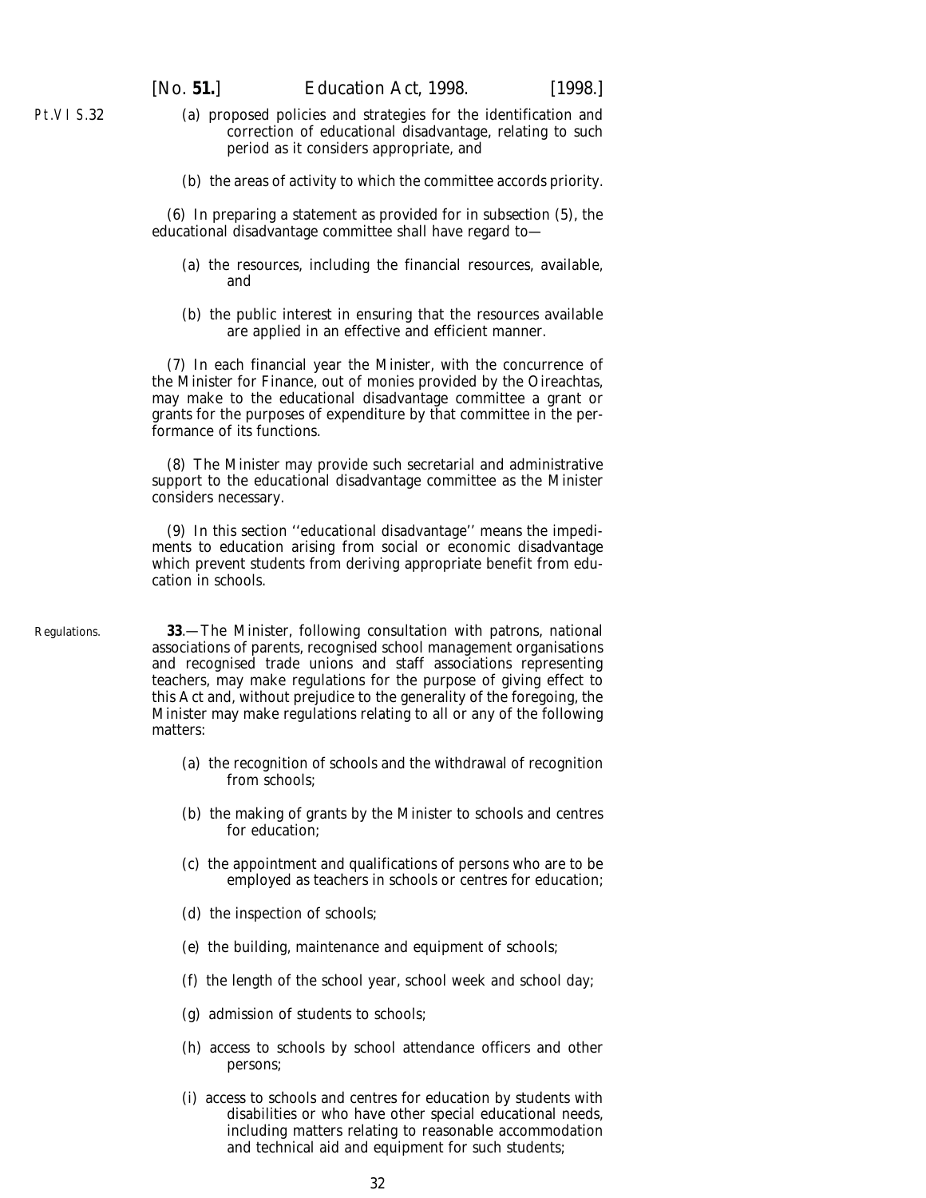(a) proposed policies and strategies for the identification and correction of educational disadvantage, relating to such period as it considers appropriate, and

(b) the areas of activity to which the committee accords priority.

(6) In preparing a statement as provided for in *subsection (5)*, the educational disadvantage committee shall have regard to—

(a) the resources, including the financial resources, available, and

(b) the public interest in ensuring that the resources available are applied in an effective and efficient manner.

(7) In each financial year the Minister, with the concurrence of the Minister for Finance, out of monies provided by the Oireachtas, may make to the educational disadvantage committee a grant or grants for the purposes of expenditure by that committee in the performance of its functions.

(8) The Minister may provide such secretarial and administrative support to the educational disadvantage committee as the Minister considers necessary.

(9) In this section ''educational disadvantage'' means the impediments to education arising from social or economic disadvantage which prevent students from deriving appropriate benefit from education in schools.

Regulations.

**33**.—The Minister, following consultation with patrons, national associations of parents, recognised school management organisations and recognised trade unions and staff associations representing teachers, may make regulations for the purpose of giving effect to this Act and, without prejudice to the generality of the foregoing, the Minister may make regulations relating to all or any of the following matters:

(a) the recognition of schools and the withdrawal of recognition from schools;

(b) the making of grants by the Minister to schools and centres for education;

(c) the appointment and qualifications of persons who are to be employed as teachers in schools or centres for education;

(d) the inspection of schools;

(e) the building, maintenance and equipment of schools;

(f) the length of the school year, school week and school day;

(g) admission of students to schools;

(h) access to schools by school attendance officers and other persons;

(i) access to schools and centres for education by students with disabilities or who have other special educational needs, including matters relating to reasonable accommodation and technical aid and equipment for such students;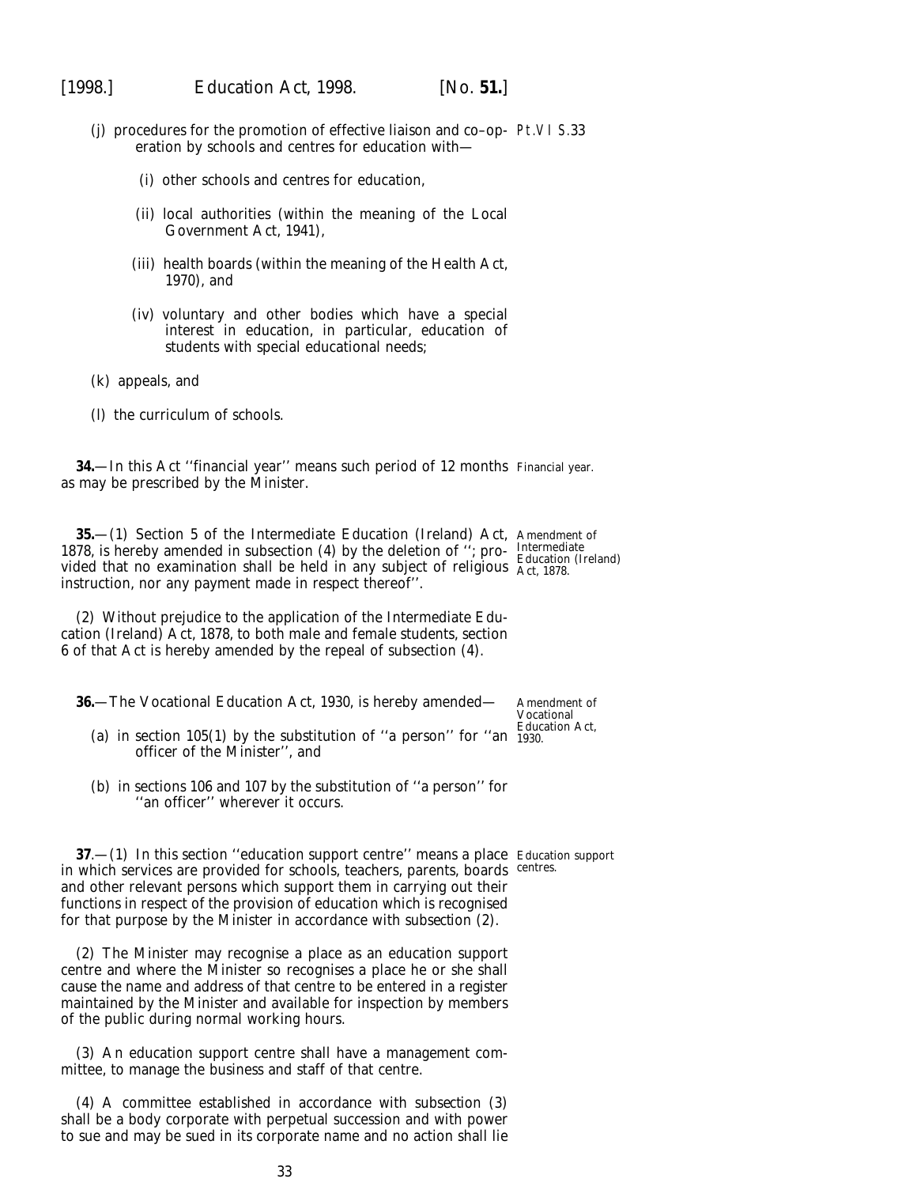(j) procedures for the promotion of effective liaison and co–operation by schools and centres for education with—

(i) other schools and centres for education,

(ii) local authorities (within the meaning of the Local Government Act, 1941),

(iii) health boards (within the meaning of the Health Act, 1970), and

(iv) voluntary and other bodies which have a special interest in education, in particular, education of students with special educational needs;

(k) appeals, and

(l) the curriculum of schools.

Financial year.

**34.**—In this Act ''financial year'' means such period of 12 months as may be prescribed by the Minister.

Amendment of Intermediate Education (Ireland) Act, 1878.

**35.**—(1) Section 5 of the Intermediate Education (Ireland) Act, 1878, is hereby amended in subsection (4) by the deletion of ''; provided that no examination shall be held in any subject of religious instruction, nor any payment made in respect thereof''.

(2) Without prejudice to the application of the Intermediate Education (Ireland) Act, 1878, to both male and female students, section 6 of that Act is hereby amended by the repeal of subsection (4).

Amendment of Vocational Education Act, 1930.

**36.**—The Vocational Education Act, 1930, is hereby amended—

(a) in section 105(1) by the substitution of ''a person'' for ''an officer of the Minister'', and

(b) in sections 106 and 107 by the substitution of ''a person'' for ''an officer'' wherever it occurs.

Education support centres.

**37**.—(1) In this section ''education support centre'' means a place in which services are provided for schools, teachers, parents, boards and other relevant persons which support them in carrying out their functions in respect of the provision of education which is recognised for that purpose by the Minister in accordance with *subsection (2)*.

(2) The Minister may recognise a place as an education support centre and where the Minister so recognises a place he or she shall cause the name and address of that centre to be entered in a register maintained by the Minister and available for inspection by members of the public during normal working hours.

(3) An education support centre shall have a management committee, to manage the business and staff of that centre.

(4) A committee established in accordance with *subsection (3)* shall be a body corporate with perpetual succession and with power to sue and may be sued in its corporate name and no action shall lie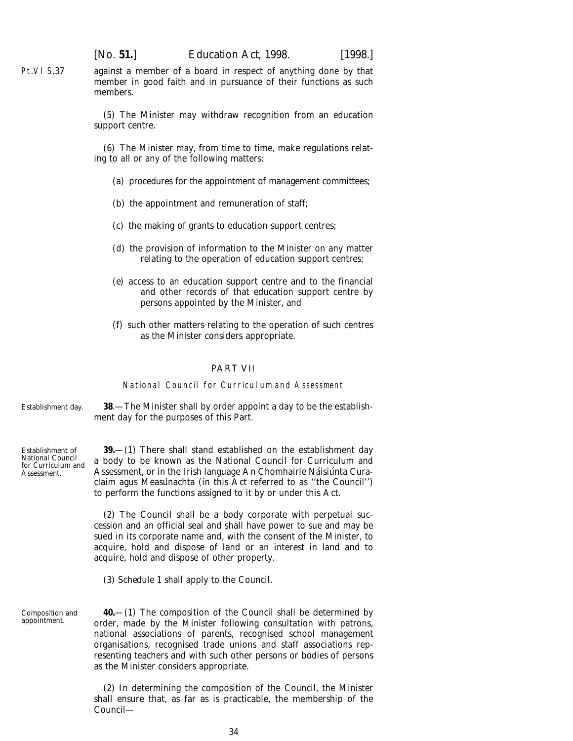against a member of a board in respect of anything done by that member in good faith and in pursuance of their functions as such members.

(5) The Minister may withdraw recognition from an education support centre.

(6) The Minister may, from time to time, make regulations relating to all or any of the following matters:

(*a*) procedures for the appointment of management committees;

(*b*) the appointment and remuneration of staff;

(*c*) the making of grants to education support centres;

(*d*) the provision of information to the Minister on any matter relating to the operation of education support centres;

(*e*) access to an education support centre and to the financial and other records of that education support centre by persons appointed by the Minister, and

(*f*) such other matters relating to the operation of such centres as the Minister considers appropriate.

## PART VII

### National Council for Curriculum and Assessment

*Establishment day.*

**38**.—The Minister shall by order appoint a day to be the establishment day for the purposes of this Part.

*Establishment of National Council for Curriculum and Assessment.*

**39.**—(1) There shall stand established on the establishment day a body to be known as the National Council for Curriculum and Assessment, or in the Irish language An Chomhairle Náisiúnta Curaclaim agus Measúnachta (in this Act referred to as ''the Council'') to perform the functions assigned to it by or under this Act.

(2) The Council shall be a body corporate with perpetual succession and an official seal and shall have power to sue and may be sued in its corporate name and, with the consent of the Minister, to acquire, hold and dispose of land or an interest in land and to acquire, hold and dispose of other property.

(3) Schedule 1 shall apply to the Council.

*Composition and appointment.*

**40.**—(1) The composition of the Council shall be determined by order, made by the Minister following consultation with patrons, national associations of parents, recognised school management organisations, recognised trade unions and staff associations representing teachers and with such other persons or bodies of persons as the Minister considers appropriate.

(2) In determining the composition of the Council, the Minister shall ensure that, as far as is practicable, the membership of the Council—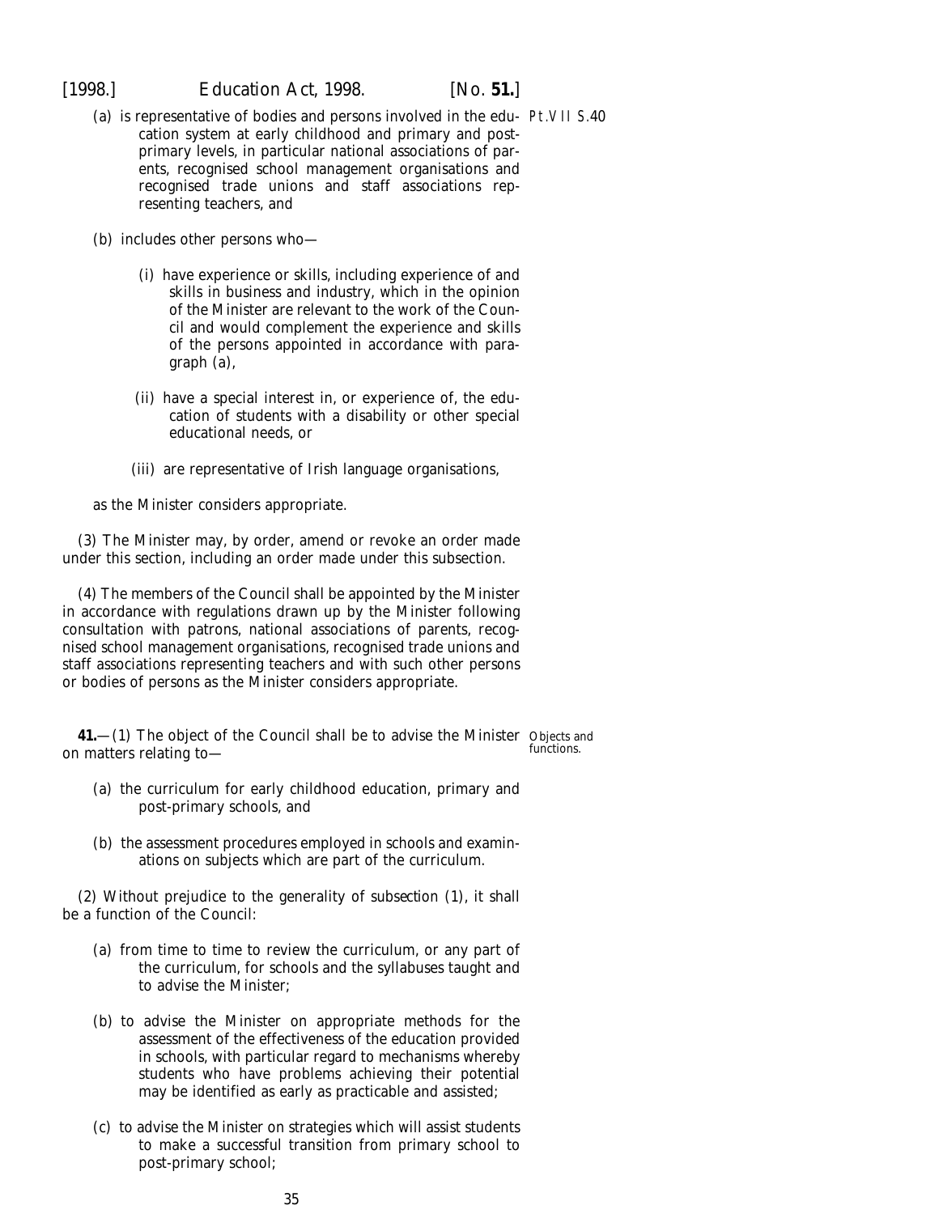(a) is representative of bodies and persons involved in the education system at early childhood and primary and post-primary levels, in particular national associations of parents, recognised school management organisations and recognised trade unions and staff associations representing teachers, and

(b) includes other persons who—

(i) have experience or skills, including experience of and skills in business and industry, which in the opinion of the Minister are relevant to the work of the Council and would complement the experience and skills of the persons appointed in accordance with paragraph (a),

(ii) have a special interest in, or experience of, the education of students with a disability or other special educational needs, or

(iii) are representative of Irish language organisations,

as the Minister considers appropriate.

(3) The Minister may, by order, amend or revoke an order made under this section, including an order made under this subsection.

(4) The members of the Council shall be appointed by the Minister in accordance with regulations drawn up by the Minister following consultation with patrons, national associations of parents, recognised school management organisations, recognised trade unions and staff associations representing teachers and with such other persons or bodies of persons as the Minister considers appropriate.

Objects and functions.

**41.**—(1) The object of the Council shall be to advise the Minister on matters relating to—

(a) the curriculum for early childhood education, primary and post-primary schools, and

(b) the assessment procedures employed in schools and examinations on subjects which are part of the curriculum.

(2) Without prejudice to the generality of subsection (1), it shall be a function of the Council:

(a) from time to time to review the curriculum, or any part of the curriculum, for schools and the syllabuses taught and to advise the Minister;

(b) to advise the Minister on appropriate methods for the assessment of the effectiveness of the education provided in schools, with particular regard to mechanisms whereby students who have problems achieving their potential may be identified as early as practicable and assisted;

(c) to advise the Minister on strategies which will assist students to make a successful transition from primary school to post-primary school;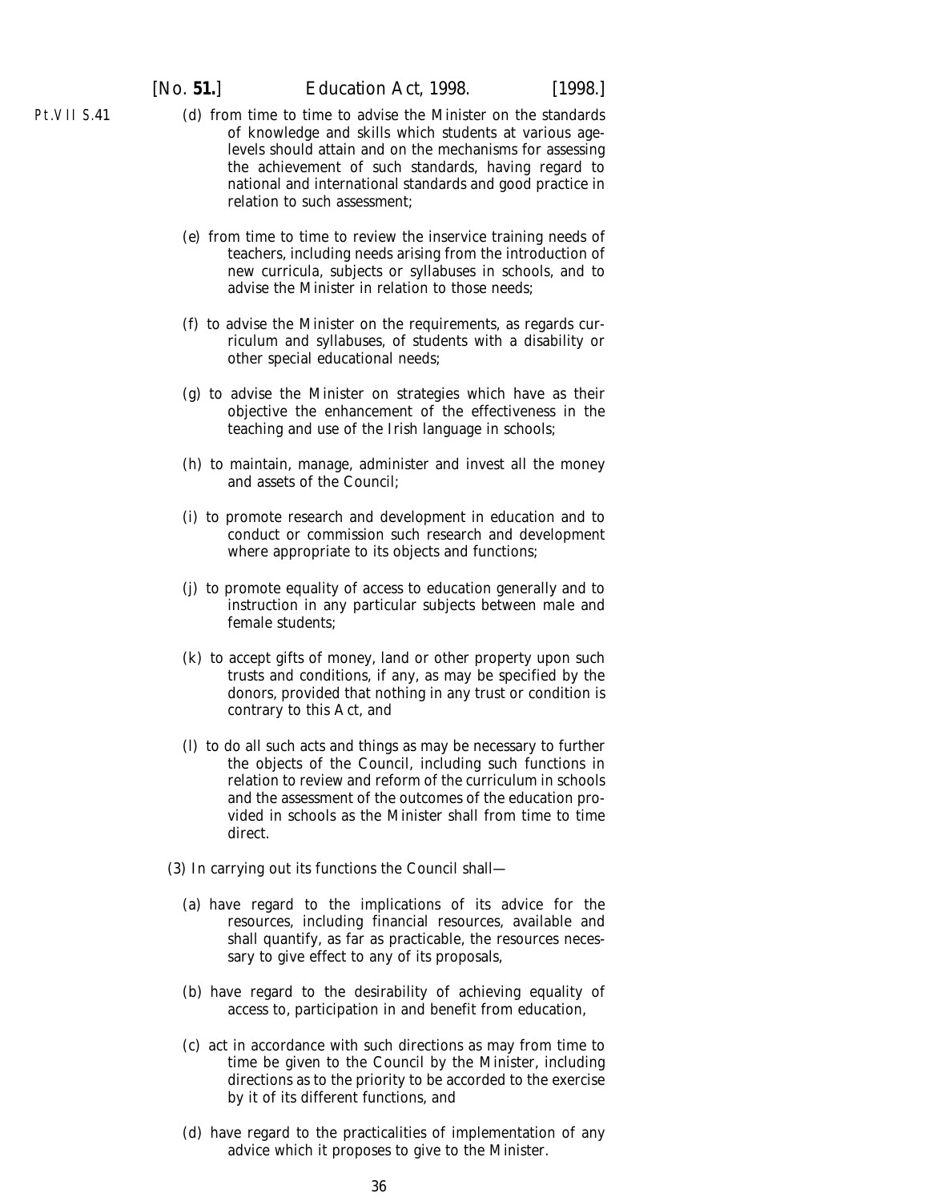(*d*) from time to time to advise the Minister on the standards of knowledge and skills which students at various age-levels should attain and on the mechanisms for assessing the achievement of such standards, having regard to national and international standards and good practice in relation to such assessment;

(*e*) from time to time to review the inservice training needs of teachers, including needs arising from the introduction of new curricula, subjects or syllabuses in schools, and to advise the Minister in relation to those needs;

(*f*) to advise the Minister on the requirements, as regards curriculum and syllabuses, of students with a disability or other special educational needs;

(*g*) to advise the Minister on strategies which have as their objective the enhancement of the effectiveness in the teaching and use of the Irish language in schools;

(*h*) to maintain, manage, administer and invest all the money and assets of the Council;

(*i*) to promote research and development in education and to conduct or commission such research and development where appropriate to its objects and functions;

(*j*) to promote equality of access to education generally and to instruction in any particular subjects between male and female students;

(*k*) to accept gifts of money, land or other property upon such trusts and conditions, if any, as may be specified by the donors, provided that nothing in any trust or condition is contrary to this Act, and

(*l*) to do all such acts and things as may be necessary to further the objects of the Council, including such functions in relation to review and reform of the curriculum in schools and the assessment of the outcomes of the education provided in schools as the Minister shall from time to time direct.

(3) In carrying out its functions the Council shall—

(*a*) have regard to the implications of its advice for the resources, including financial resources, available and shall quantify, as far as practicable, the resources necessary to give effect to any of its proposals,

(*b*) have regard to the desirability of achieving equality of access to, participation in and benefit from education,

(*c*) act in accordance with such directions as may from time to time be given to the Council by the Minister, including directions as to the priority to be accorded to the exercise by it of its different functions, and

(*d*) have regard to the practicalities of implementation of any advice which it proposes to give to the Minister.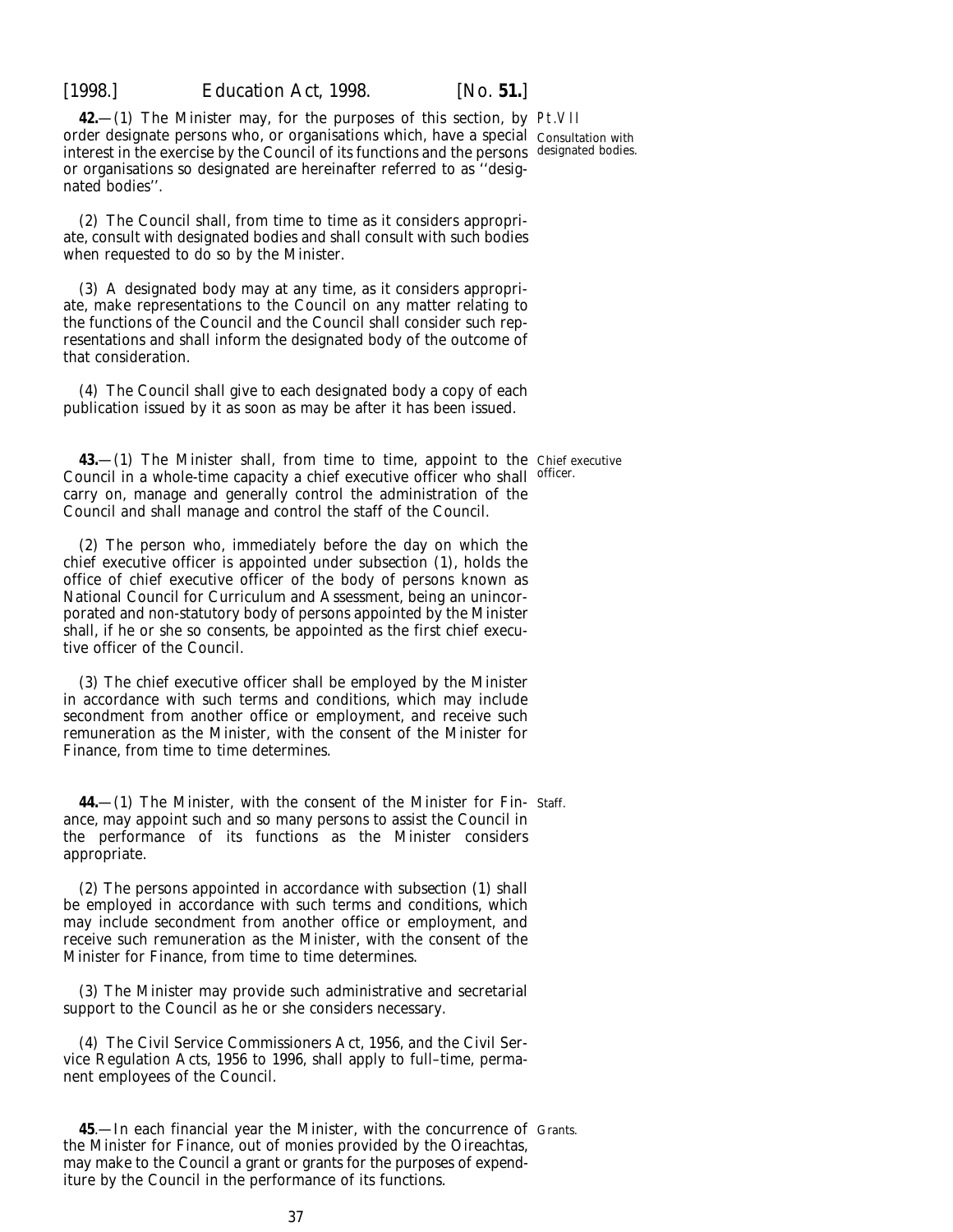**42.**—(1) The Minister may, for the purposes of this section, by order designate persons who, or organisations which, have a special interest in the exercise by the Council of its functions and the persons or organisations so designated are hereinafter referred to as ''designated bodies''.

Pt.VII

Consultation with designated bodies.

(2) The Council shall, from time to time as it considers appropriate, consult with designated bodies and shall consult with such bodies when requested to do so by the Minister.

(3) A designated body may at any time, as it considers appropriate, make representations to the Council on any matter relating to the functions of the Council and the Council shall consider such representations and shall inform the designated body of the outcome of that consideration.

(4) The Council shall give to each designated body a copy of each publication issued by it as soon as may be after it has been issued.

**43.**—(1) The Minister shall, from time to time, appoint to the Council in a whole-time capacity a chief executive officer who shall carry on, manage and generally control the administration of the Council and shall manage and control the staff of the Council.

Chief executive officer.

(2) The person who, immediately before the day on which the chief executive officer is appointed under *subsection (1)*, holds the office of chief executive officer of the body of persons known as National Council for Curriculum and Assessment, being an unincorporated and non-statutory body of persons appointed by the Minister shall, if he or she so consents, be appointed as the first chief executive officer of the Council.

(3) The chief executive officer shall be employed by the Minister in accordance with such terms and conditions, which may include secondment from another office or employment, and receive such remuneration as the Minister, with the consent of the Minister for Finance, from time to time determines.

**44.**—(1) The Minister, with the consent of the Minister for Finance, may appoint such and so many persons to assist the Council in the performance of its functions as the Minister considers appropriate.

Staff.

(2) The persons appointed in accordance with *subsection (1)* shall be employed in accordance with such terms and conditions, which may include secondment from another office or employment, and receive such remuneration as the Minister, with the consent of the Minister for Finance, from time to time determines.

(3) The Minister may provide such administrative and secretarial support to the Council as he or she considers necessary.

(4) The Civil Service Commissioners Act, 1956, and the Civil Service Regulation Acts, 1956 to 1996, shall apply to full–time, permanent employees of the Council.

**45**.—In each financial year the Minister, with the concurrence of the Minister for Finance, out of monies provided by the Oireachtas, may make to the Council a grant or grants for the purposes of expenditure by the Council in the performance of its functions.

Grants.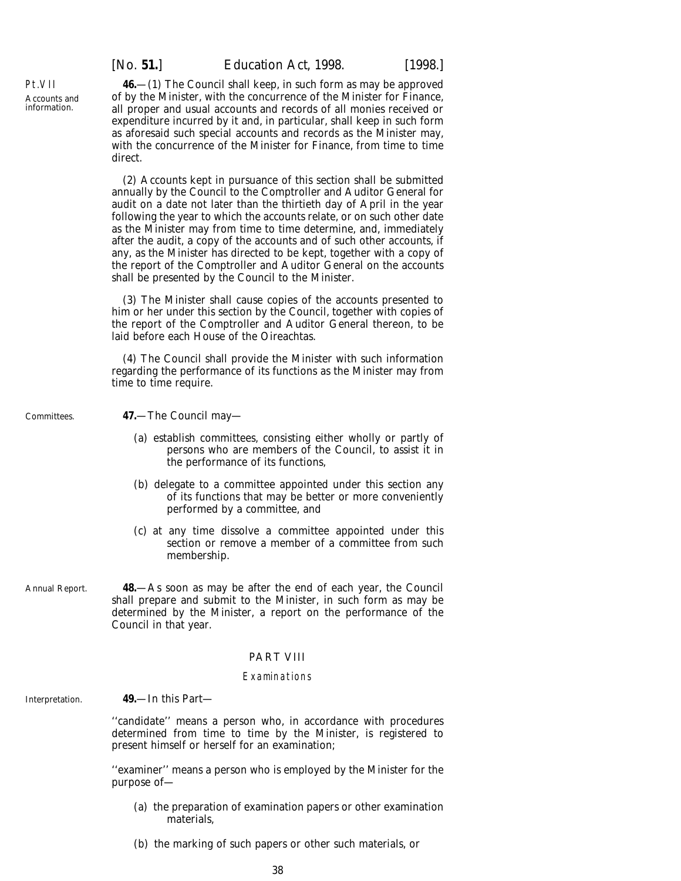Accounts and information.

**46.**—(1) The Council shall keep, in such form as may be approved of by the Minister, with the concurrence of the Minister for Finance, all proper and usual accounts and records of all monies received or expenditure incurred by it and, in particular, shall keep in such form as aforesaid such special accounts and records as the Minister may, with the concurrence of the Minister for Finance, from time to time direct.

(2) Accounts kept in pursuance of this section shall be submitted annually by the Council to the Comptroller and Auditor General for audit on a date not later than the thirtieth day of April in the year following the year to which the accounts relate, or on such other date as the Minister may from time to time determine, and, immediately after the audit, a copy of the accounts and of such other accounts, if any, as the Minister has directed to be kept, together with a copy of the report of the Comptroller and Auditor General on the accounts shall be presented by the Council to the Minister.

(3) The Minister shall cause copies of the accounts presented to him or her under this section by the Council, together with copies of the report of the Comptroller and Auditor General thereon, to be laid before each House of the Oireachtas.

(4) The Council shall provide the Minister with such information regarding the performance of its functions as the Minister may from time to time require.

Committees.

**47.**—The Council may—

(*a*) establish committees, consisting either wholly or partly of persons who are members of the Council, to assist it in the performance of its functions,

(*b*) delegate to a committee appointed under this section any of its functions that may be better or more conveniently performed by a committee, and

(*c*) at any time dissolve a committee appointed under this section or remove a member of a committee from such membership.

Annual Report.

**48.**—As soon as may be after the end of each year, the Council shall prepare and submit to the Minister, in such form as may be determined by the Minister, a report on the performance of the Council in that year.

## PART VIII

### *Examinations*

Interpretation.

**49.**—In this Part—

''candidate'' means a person who, in accordance with procedures determined from time to time by the Minister, is registered to present himself or herself for an examination;

''examiner'' means a person who is employed by the Minister for the purpose of—

(*a*) the preparation of examination papers or other examination materials,

(*b*) the marking of such papers or other such materials, or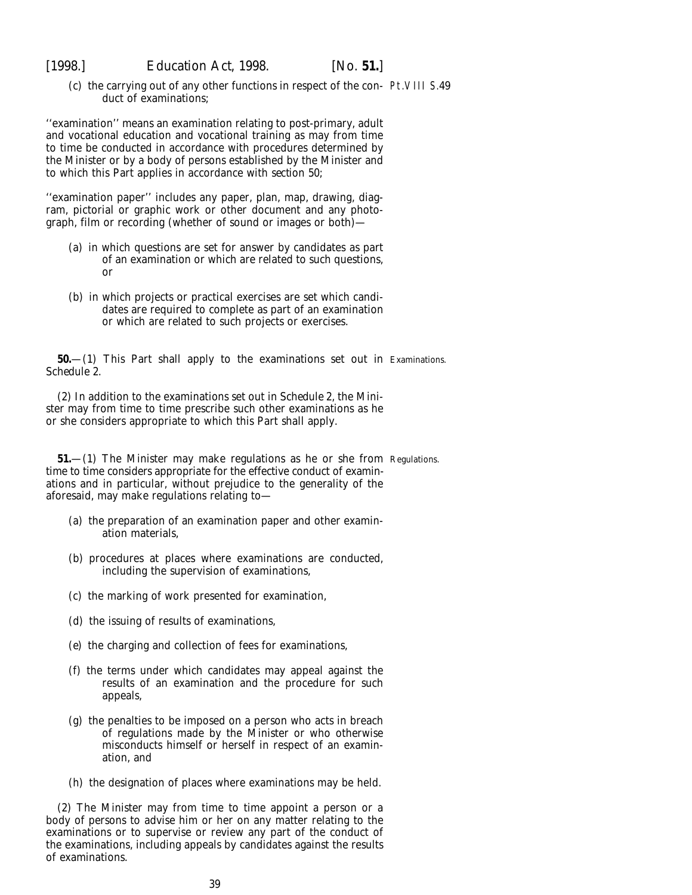(c) the carrying out of any other functions in respect of the conduct of examinations;

''examination'' means an examination relating to post-primary, adult and vocational education and vocational training as may from time to time be conducted in accordance with procedures determined by the Minister or by a body of persons established by the Minister and to which this Part applies in accordance with *section 50*;

''examination paper'' includes any paper, plan, map, drawing, diagram, pictorial or graphic work or other document and any photograph, film or recording (whether of sound or images or both)—

(a) in which questions are set for answer by candidates as part of an examination or which are related to such questions, or

(b) in which projects or practical exercises are set which candidates are required to complete as part of an examination or which are related to such projects or exercises.

Examinations.

**50.**—(1) This Part shall apply to the examinations set out in *Schedule 2*.

(2) In addition to the examinations set out in *Schedule 2*, the Minister may from time to time prescribe such other examinations as he or she considers appropriate to which this Part shall apply.

Regulations.

**51.**—(1) The Minister may make regulations as he or she from time to time considers appropriate for the effective conduct of examinations and in particular, without prejudice to the generality of the aforesaid, may make regulations relating to—

(a) the preparation of an examination paper and other examination materials,

(b) procedures at places where examinations are conducted, including the supervision of examinations,

(c) the marking of work presented for examination,

(d) the issuing of results of examinations,

(e) the charging and collection of fees for examinations,

(f) the terms under which candidates may appeal against the results of an examination and the procedure for such appeals,

(g) the penalties to be imposed on a person who acts in breach of regulations made by the Minister or who otherwise misconducts himself or herself in respect of an examination, and

(h) the designation of places where examinations may be held.

(2) The Minister may from time to time appoint a person or a body of persons to advise him or her on any matter relating to the examinations or to supervise or review any part of the conduct of the examinations, including appeals by candidates against the results of examinations.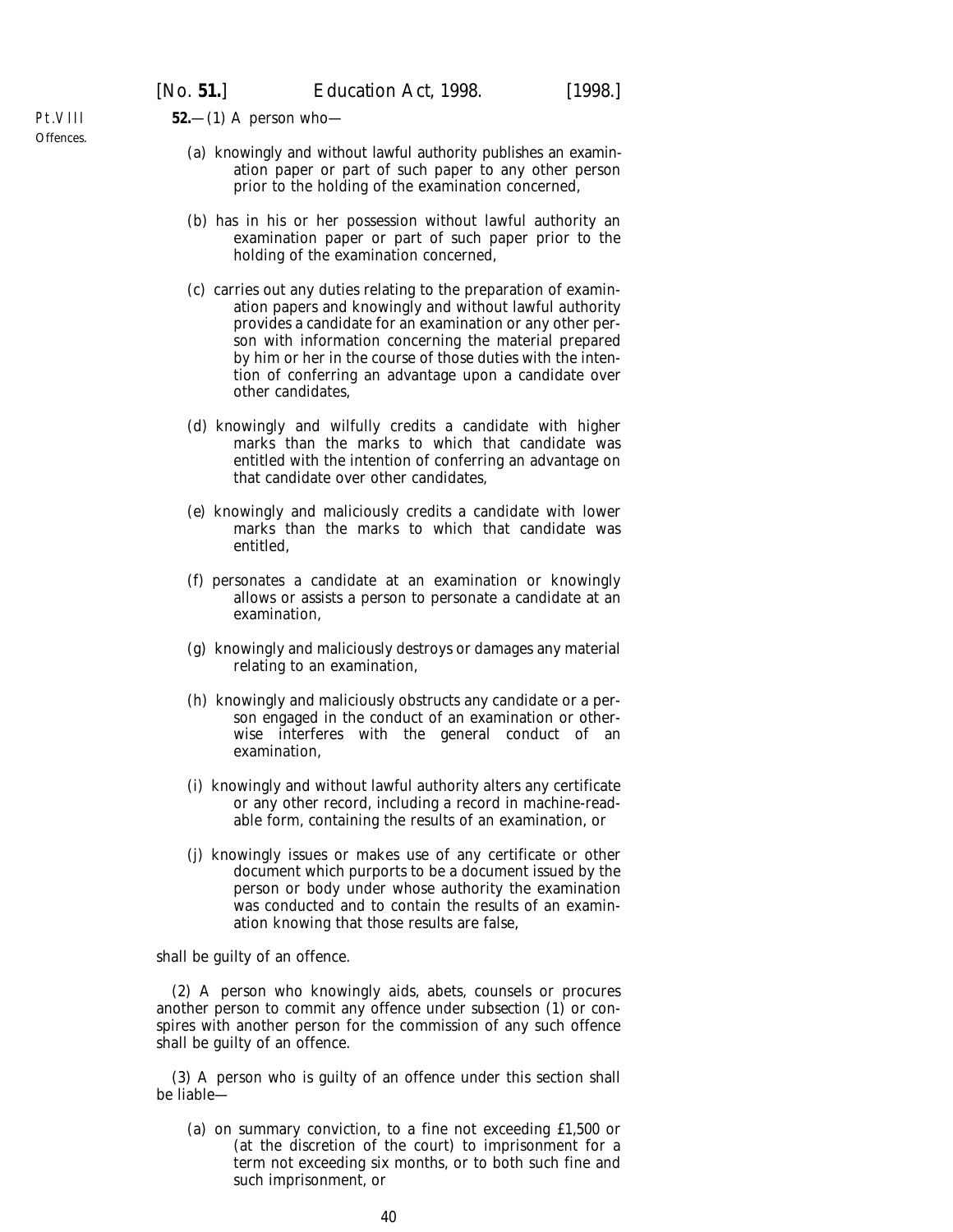Pt.VIII

Offences.

**52.**—(1) A person who—

(*a*) knowingly and without lawful authority publishes an examination paper or part of such paper to any other person prior to the holding of the examination concerned,

(*b*) has in his or her possession without lawful authority an examination paper or part of such paper prior to the holding of the examination concerned,

(*c*) carries out any duties relating to the preparation of examination papers and knowingly and without lawful authority provides a candidate for an examination or any other person with information concerning the material prepared by him or her in the course of those duties with the intention of conferring an advantage upon a candidate over other candidates,

(*d*) knowingly and wilfully credits a candidate with higher marks than the marks to which that candidate was entitled with the intention of conferring an advantage on that candidate over other candidates,

(*e*) knowingly and maliciously credits a candidate with lower marks than the marks to which that candidate was entitled,

(*f*) personates a candidate at an examination or knowingly allows or assists a person to personate a candidate at an examination,

(*g*) knowingly and maliciously destroys or damages any material relating to an examination,

(*h*) knowingly and maliciously obstructs any candidate or a person engaged in the conduct of an examination or otherwise interferes with the general conduct of an examination,

(*i*) knowingly and without lawful authority alters any certificate or any other record, including a record in machine-readable form, containing the results of an examination, or

(*j*) knowingly issues or makes use of any certificate or other document which purports to be a document issued by the person or body under whose authority the examination was conducted and to contain the results of an examination knowing that those results are false,

shall be guilty of an offence.

(2) A person who knowingly aids, abets, counsels or procures another person to commit any offence under *subsection (1)* or conspires with another person for the commission of any such offence shall be guilty of an offence.

(3) A person who is guilty of an offence under this section shall be liable—

(*a*) on summary conviction, to a fine not exceeding £1,500 or (at the discretion of the court) to imprisonment for a term not exceeding six months, or to both such fine and such imprisonment, or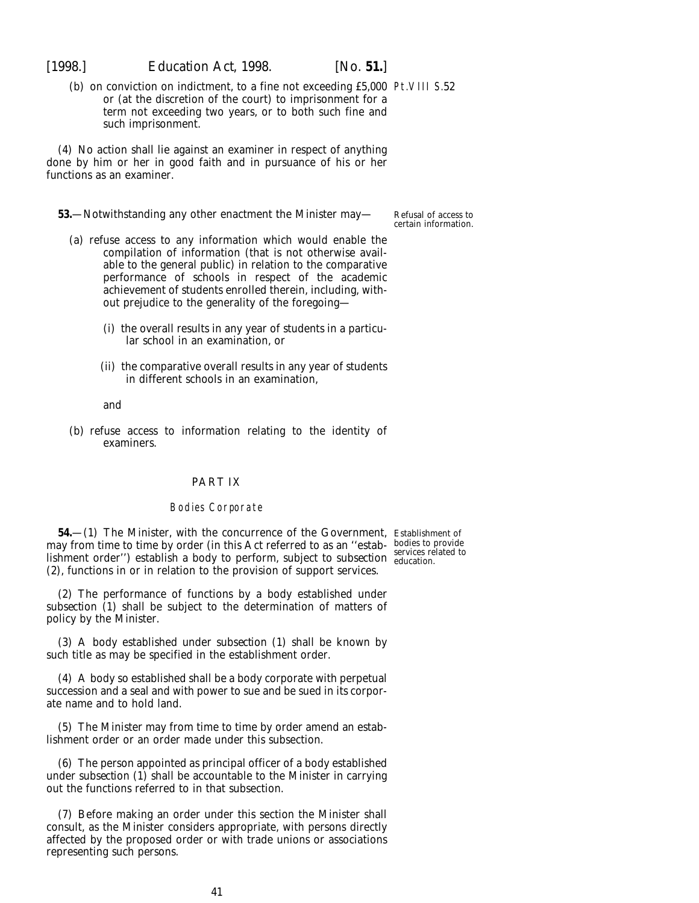(*b*) on conviction on indictment, to a fine not exceeding £5,000 or (at the discretion of the court) to imprisonment for a term not exceeding two years, or to both such fine and such imprisonment.

(4) No action shall lie against an examiner in respect of anything done by him or her in good faith and in pursuance of his or her functions as an examiner.

Refusal of access to certain information.

**53.**—Notwithstanding any other enactment the Minister may—

(*a*) refuse access to any information which would enable the compilation of information (that is not otherwise available to the general public) in relation to the comparative performance of schools in respect of the academic achievement of students enrolled therein, including, without prejudice to the generality of the foregoing—

(i) the overall results in any year of students in a particular school in an examination, or

(ii) the comparative overall results in any year of students in different schools in an examination,

and

(*b*) refuse access to information relating to the identity of examiners.

## PART IX

### Bodies Corporate

Establishment of bodies to provide services related to education.

**54.**—(1) The Minister, with the concurrence of the Government, may from time to time by order (in this Act referred to as an ''establishment order'') establish a body to perform, subject to *subsection (2)*, functions in or in relation to the provision of support services.

(2) The performance of functions by a body established under *subsection (1)* shall be subject to the determination of matters of policy by the Minister.

(3) A body established under *subsection (1)* shall be known by such title as may be specified in the establishment order.

(4) A body so established shall be a body corporate with perpetual succession and a seal and with power to sue and be sued in its corporate name and to hold land.

(5) The Minister may from time to time by order amend an establishment order or an order made under this subsection.

(6) The person appointed as principal officer of a body established under *subsection (1)* shall be accountable to the Minister in carrying out the functions referred to in that subsection.

(7) Before making an order under this section the Minister shall consult, as the Minister considers appropriate, with persons directly affected by the proposed order or with trade unions or associations representing such persons.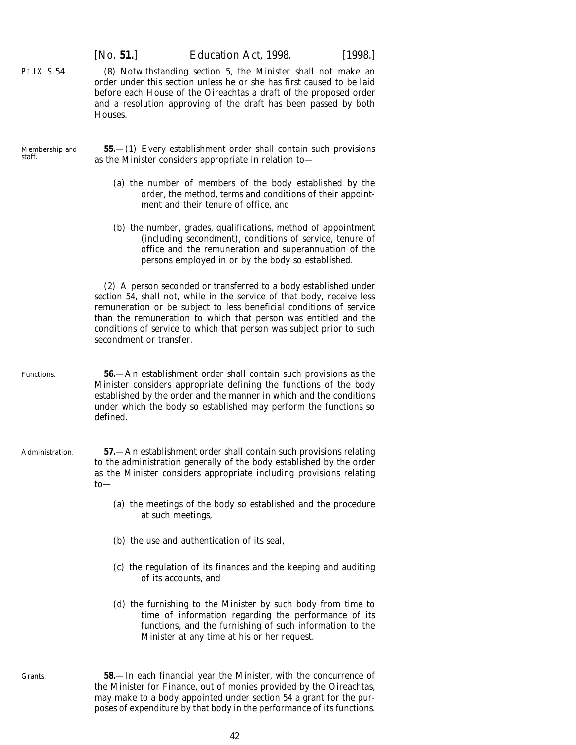(8) Notwithstanding *section 5*, the Minister shall not make an order under this section unless he or she has first caused to be laid before each House of the Oireachtas a draft of the proposed order and a resolution approving of the draft has been passed by both Houses.

Membership and staff.

**55.**—(1) Every establishment order shall contain such provisions as the Minister considers appropriate in relation to—

(*a*) the number of members of the body established by the order, the method, terms and conditions of their appointment and their tenure of office, and

(*b*) the number, grades, qualifications, method of appointment (including secondment), conditions of service, tenure of office and the remuneration and superannuation of the persons employed in or by the body so established.

(2) A person seconded or transferred to a body established under *section 54*, shall not, while in the service of that body, receive less remuneration or be subject to less beneficial conditions of service than the remuneration to which that person was entitled and the conditions of service to which that person was subject prior to such secondment or transfer.

Functions.

**56.**—An establishment order shall contain such provisions as the Minister considers appropriate defining the functions of the body established by the order and the manner in which and the conditions under which the body so established may perform the functions so defined.

Administration.

**57.**—An establishment order shall contain such provisions relating to the administration generally of the body established by the order as the Minister considers appropriate including provisions relating to—

(*a*) the meetings of the body so established and the procedure at such meetings,

(*b*) the use and authentication of its seal,

(*c*) the regulation of its finances and the keeping and auditing of its accounts, and

(*d*) the furnishing to the Minister by such body from time to time of information regarding the performance of its functions, and the furnishing of such information to the Minister at any time at his or her request.

Grants.

**58.**—In each financial year the Minister, with the concurrence of the Minister for Finance, out of monies provided by the Oireachtas, may make to a body appointed under *section 54* a grant for the purposes of expenditure by that body in the performance of its functions.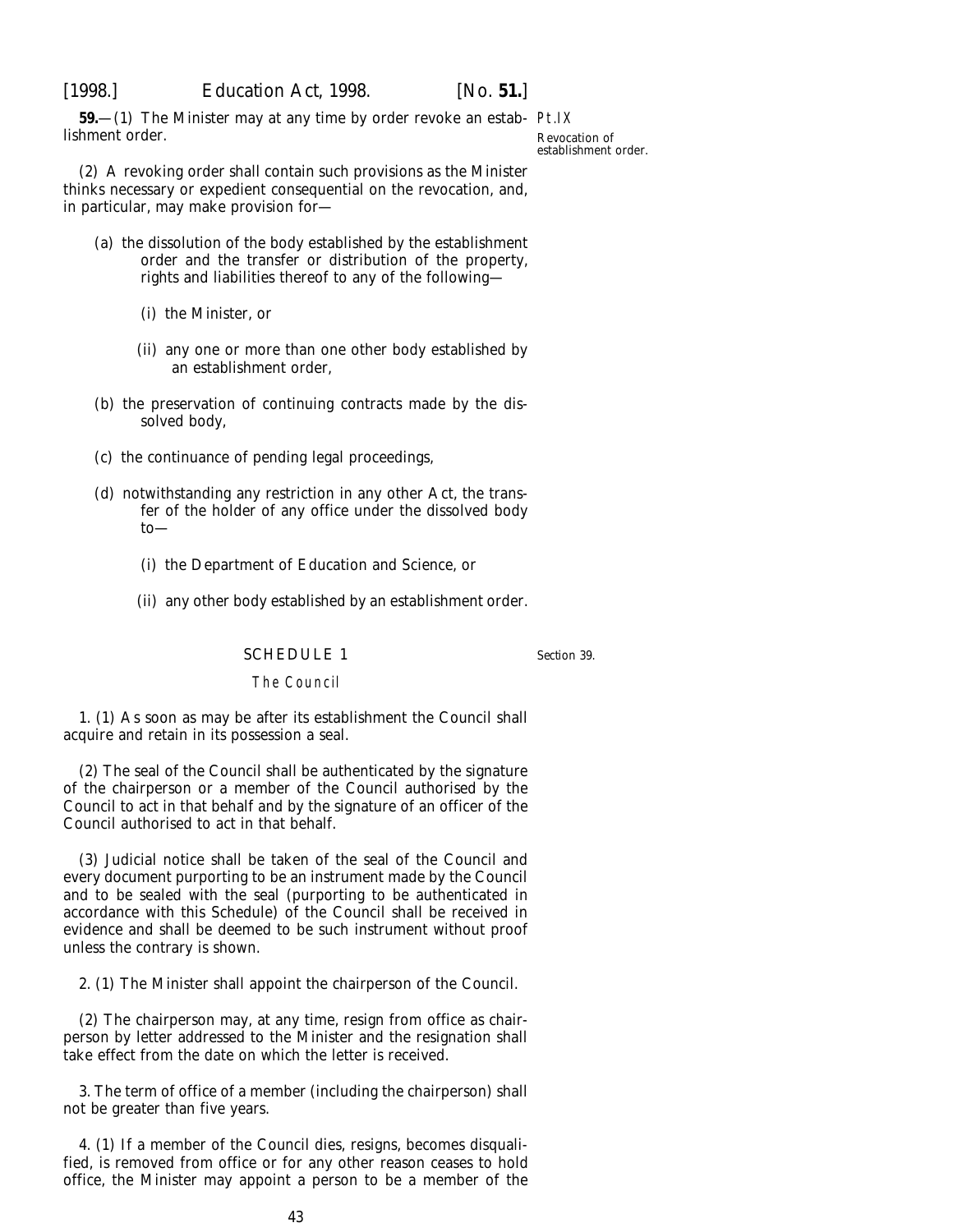**59.**—(1) The Minister may at any time by order revoke an establishment order.

Pt.IX

Revocation of establishment order.

(2) A revoking order shall contain such provisions as the Minister thinks necessary or expedient consequential on the revocation, and, in particular, may make provision for—

(*a*) the dissolution of the body established by the establishment order and the transfer or distribution of the property, rights and liabilities thereof to any of the following—

(i) the Minister, or

(ii) any one or more than one other body established by an establishment order,

(*b*) the preservation of continuing contracts made by the dissolved body,

(*c*) the continuance of pending legal proceedings,

(*d*) notwithstanding any restriction in any other Act, the transfer of the holder of any office under the dissolved body to—

(i) the Department of Education and Science, or

(ii) any other body established by an establishment order.

## SCHEDULE 1

Section 39.

### The Council

1. (1) As soon as may be after its establishment the Council shall acquire and retain in its possession a seal.

(2) The seal of the Council shall be authenticated by the signature of the chairperson or a member of the Council authorised by the Council to act in that behalf and by the signature of an officer of the Council authorised to act in that behalf.

(3) Judicial notice shall be taken of the seal of the Council and every document purporting to be an instrument made by the Council and to be sealed with the seal (purporting to be authenticated in accordance with this Schedule) of the Council shall be received in evidence and shall be deemed to be such instrument without proof unless the contrary is shown.

2. (1) The Minister shall appoint the chairperson of the Council.

(2) The chairperson may, at any time, resign from office as chairperson by letter addressed to the Minister and the resignation shall take effect from the date on which the letter is received.

3. The term of office of a member (including the chairperson) shall not be greater than five years.

4. (1) If a member of the Council dies, resigns, becomes disqualified, is removed from office or for any other reason ceases to hold office, the Minister may appoint a person to be a member of the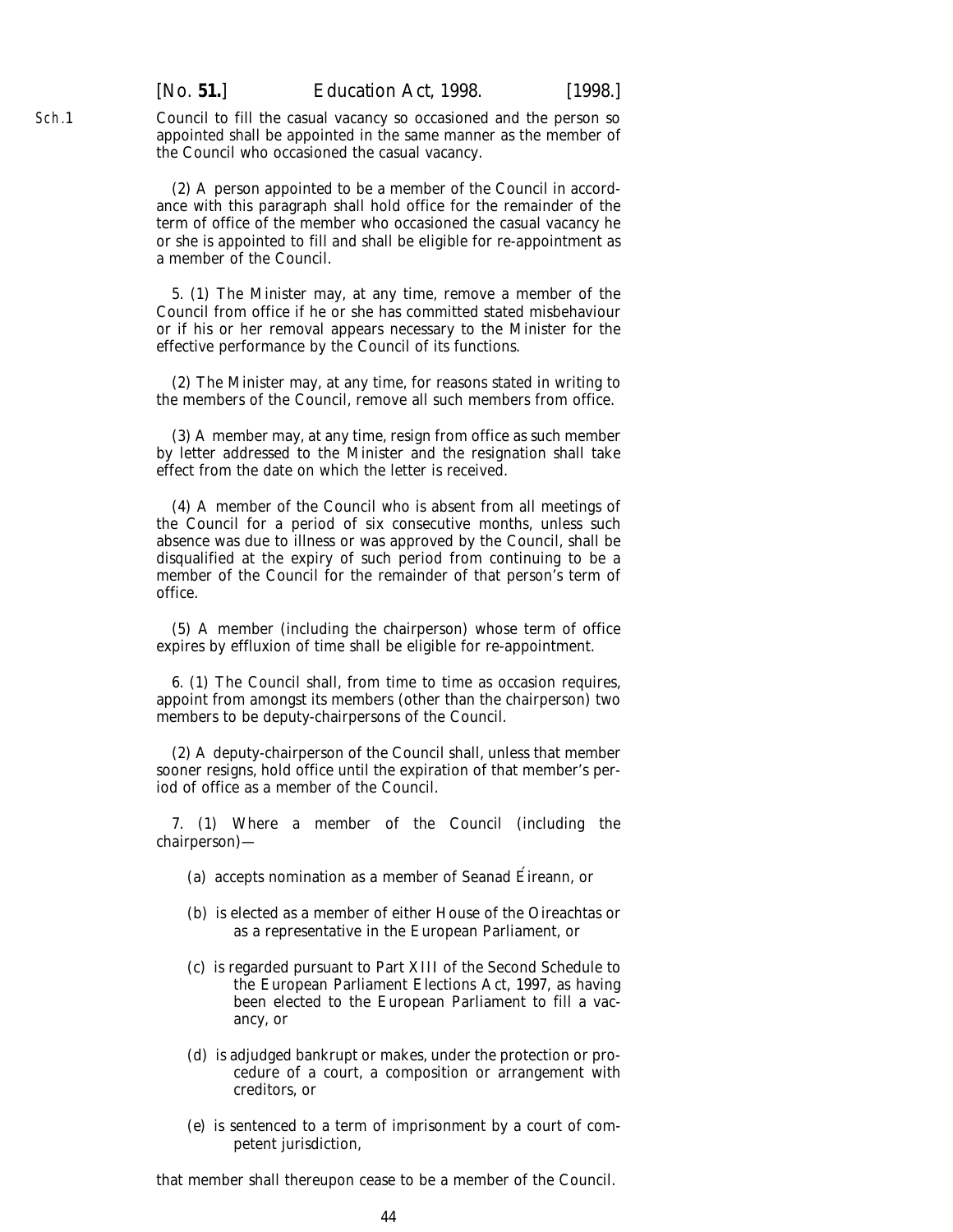Council to fill the casual vacancy so occasioned and the person so appointed shall be appointed in the same manner as the member of the Council who occasioned the casual vacancy.

(2) A person appointed to be a member of the Council in accordance with this paragraph shall hold office for the remainder of the term of office of the member who occasioned the casual vacancy he or she is appointed to fill and shall be eligible for re-appointment as a member of the Council.

5. (1) The Minister may, at any time, remove a member of the Council from office if he or she has committed stated misbehaviour or if his or her removal appears necessary to the Minister for the effective performance by the Council of its functions.

(2) The Minister may, at any time, for reasons stated in writing to the members of the Council, remove all such members from office.

(3) A member may, at any time, resign from office as such member by letter addressed to the Minister and the resignation shall take effect from the date on which the letter is received.

(4) A member of the Council who is absent from all meetings of the Council for a period of six consecutive months, unless such absence was due to illness or was approved by the Council, shall be disqualified at the expiry of such period from continuing to be a member of the Council for the remainder of that person's term of office.

(5) A member (including the chairperson) whose term of office expires by effluxion of time shall be eligible for re-appointment.

6. (1) The Council shall, from time to time as occasion requires, appoint from amongst its members (other than the chairperson) two members to be deputy-chairpersons of the Council.

(2) A deputy-chairperson of the Council shall, unless that member sooner resigns, hold office until the expiration of that member's period of office as a member of the Council.

7. (1) Where a member of the Council (including the chairperson)—

(*a*) accepts nomination as a member of Seanad Éireann, or

(*b*) is elected as a member of either House of the Oireachtas or as a representative in the European Parliament, or

(*c*) is regarded pursuant to Part XIII of the Second Schedule to the European Parliament Elections Act, 1997, as having been elected to the European Parliament to fill a vacancy, or

(*d*) is adjudged bankrupt or makes, under the protection or procedure of a court, a composition or arrangement with creditors, or

(*e*) is sentenced to a term of imprisonment by a court of competent jurisdiction,

that member shall thereupon cease to be a member of the Council.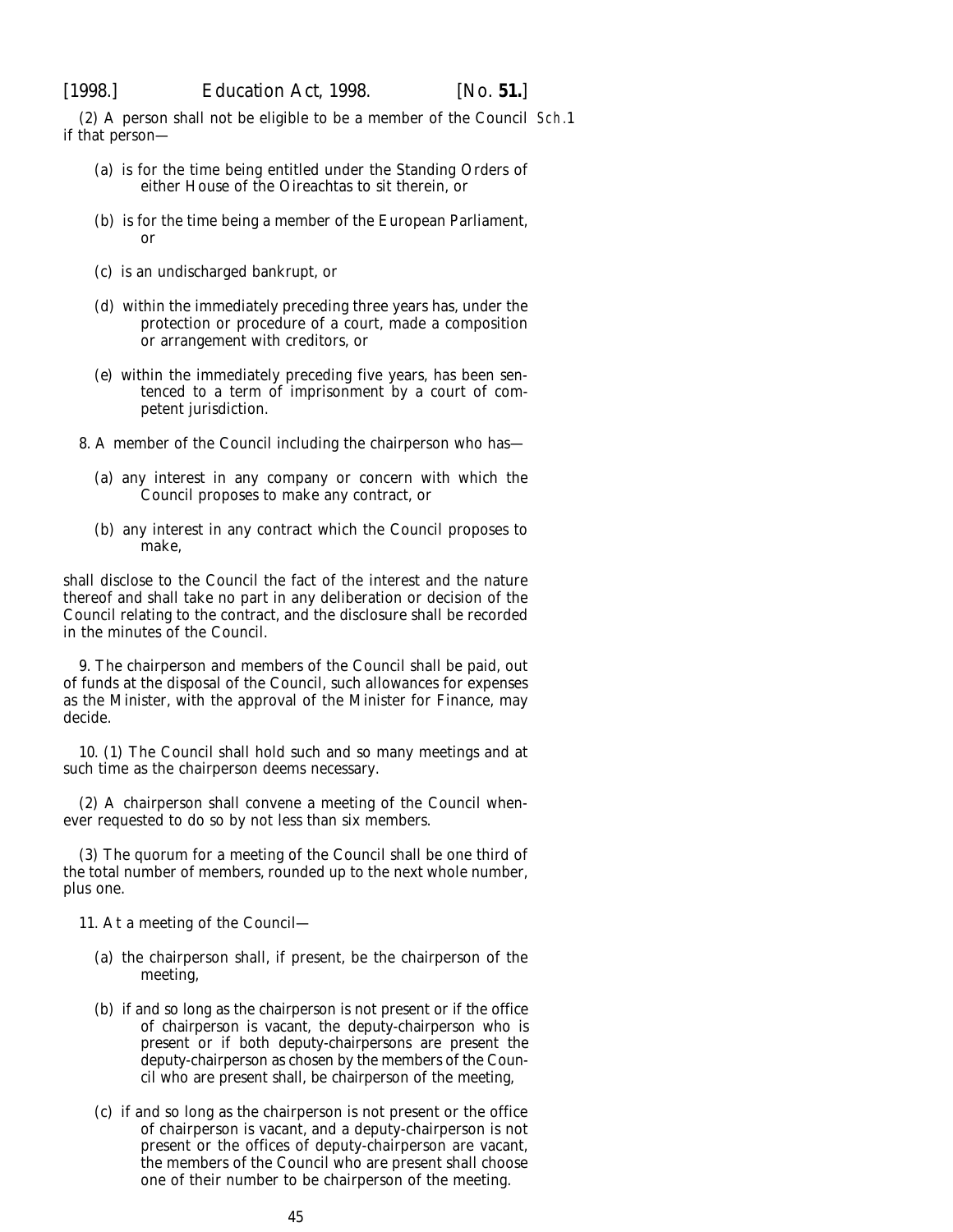(2) A person shall not be eligible to be a member of the Council if that person—

(a) is for the time being entitled under the Standing Orders of either House of the Oireachtas to sit therein, or

(b) is for the time being a member of the European Parliament, or

(c) is an undischarged bankrupt, or

(d) within the immediately preceding three years has, under the protection or procedure of a court, made a composition or arrangement with creditors, or

(e) within the immediately preceding five years, has been sentenced to a term of imprisonment by a court of competent jurisdiction.

8. A member of the Council including the chairperson who has—

(a) any interest in any company or concern with which the Council proposes to make any contract, or

(b) any interest in any contract which the Council proposes to make,

shall disclose to the Council the fact of the interest and the nature thereof and shall take no part in any deliberation or decision of the Council relating to the contract, and the disclosure shall be recorded in the minutes of the Council.

9. The chairperson and members of the Council shall be paid, out of funds at the disposal of the Council, such allowances for expenses as the Minister, with the approval of the Minister for Finance, may decide.

10. (1) The Council shall hold such and so many meetings and at such time as the chairperson deems necessary.

(2) A chairperson shall convene a meeting of the Council whenever requested to do so by not less than six members.

(3) The quorum for a meeting of the Council shall be one third of the total number of members, rounded up to the next whole number, plus one.

11. At a meeting of the Council—

(a) the chairperson shall, if present, be the chairperson of the meeting,

(b) if and so long as the chairperson is not present or if the office of chairperson is vacant, the deputy-chairperson who is present or if both deputy-chairpersons are present the deputy-chairperson as chosen by the members of the Council who are present shall, be chairperson of the meeting,

(c) if and so long as the chairperson is not present or the office of chairperson is vacant, and a deputy-chairperson is not present or the offices of deputy-chairperson are vacant, the members of the Council who are present shall choose one of their number to be chairperson of the meeting.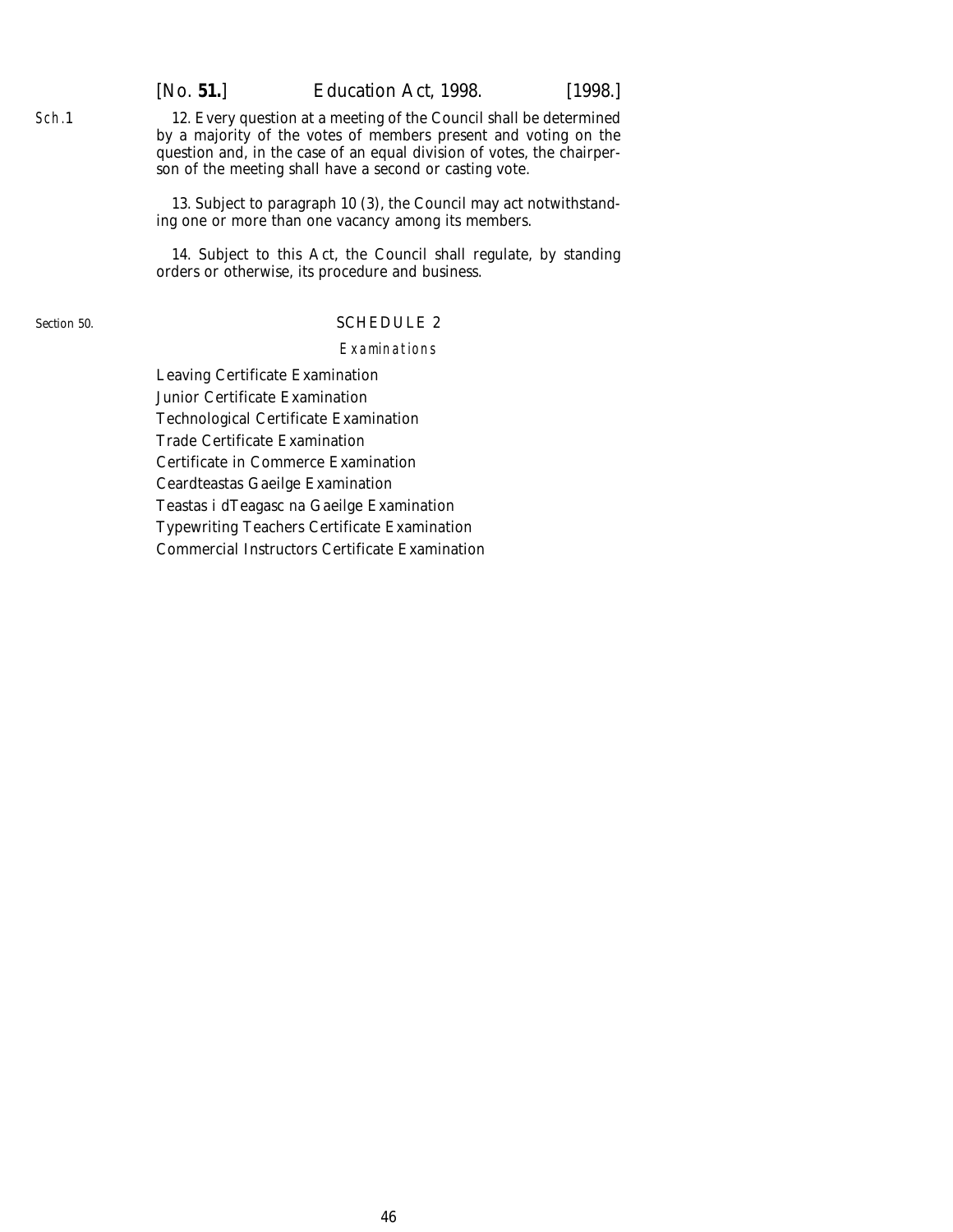Sch.1

12. Every question at a meeting of the Council shall be determined by a majority of the votes of members present and voting on the question and, in the case of an equal division of votes, the chairperson of the meeting shall have a second or casting vote.

13. Subject to paragraph 10 (3), the Council may act notwithstanding one or more than one vacancy among its members.

14. Subject to this Act, the Council shall regulate, by standing orders or otherwise, its procedure and business.

Section 50.

## SCHEDULE 2

*Examinations*

Leaving Certificate Examination

Junior Certificate Examination

Technological Certificate Examination

Trade Certificate Examination

Certificate in Commerce Examination

Ceardteastas Gaeilge Examination

Teastas i dTeagasc na Gaeilge Examination

Typewriting Teachers Certificate Examination

Commercial Instructors Certificate Examination